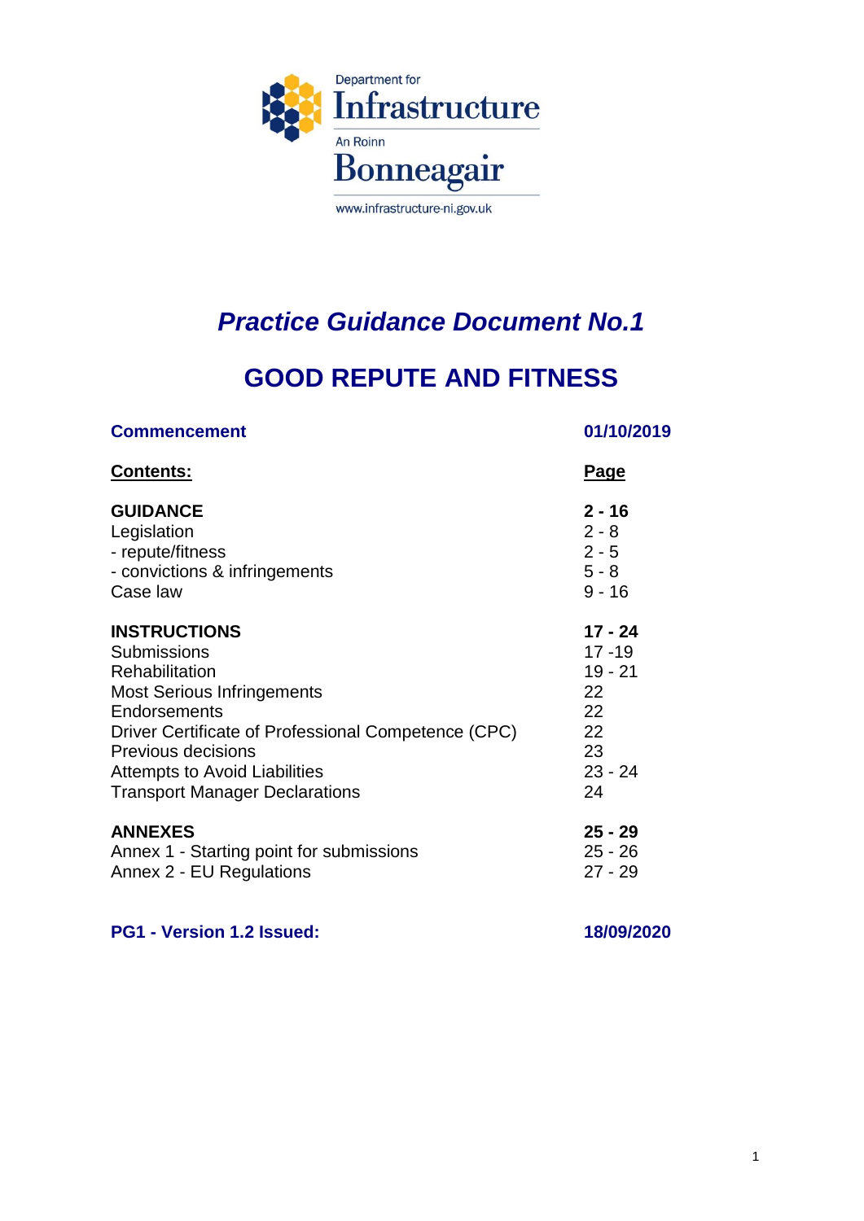Department for
Infrastructure

An Roinn
Bonneagair

www.infrastructure-ni.gov.uk

# *Practice Guidance Document No.1*

# GOOD REPUTE AND FITNESS

| **Commencement** | **01/10/2019** |
|---|---|
| **Contents:** | **Page** |
| **GUIDANCE** | **2 - 16** |
| Legislation | 2 - 8 |
| - repute/fitness | 2 - 5 |
| - convictions & infringements | 5 - 8 |
| Case law | 9 - 16 |
| **INSTRUCTIONS** | **17 - 24** |
| Submissions | 17 -19 |
| Rehabilitation | 19 - 21 |
| Most Serious Infringements | 22 |
| Endorsements | 22 |
| Driver Certificate of Professional Competence (CPC) | 22 |
| Previous decisions | 23 |
| Attempts to Avoid Liabilities | 23 - 24 |
| Transport Manager Declarations | 24 |
| **ANNEXES** | **25 - 29** |
| Annex 1 - Starting point for submissions | 25 - 26 |
| Annex 2 - EU Regulations | 27 - 29 |

**PG1 - Version 1.2 Issued:** **18/09/2020**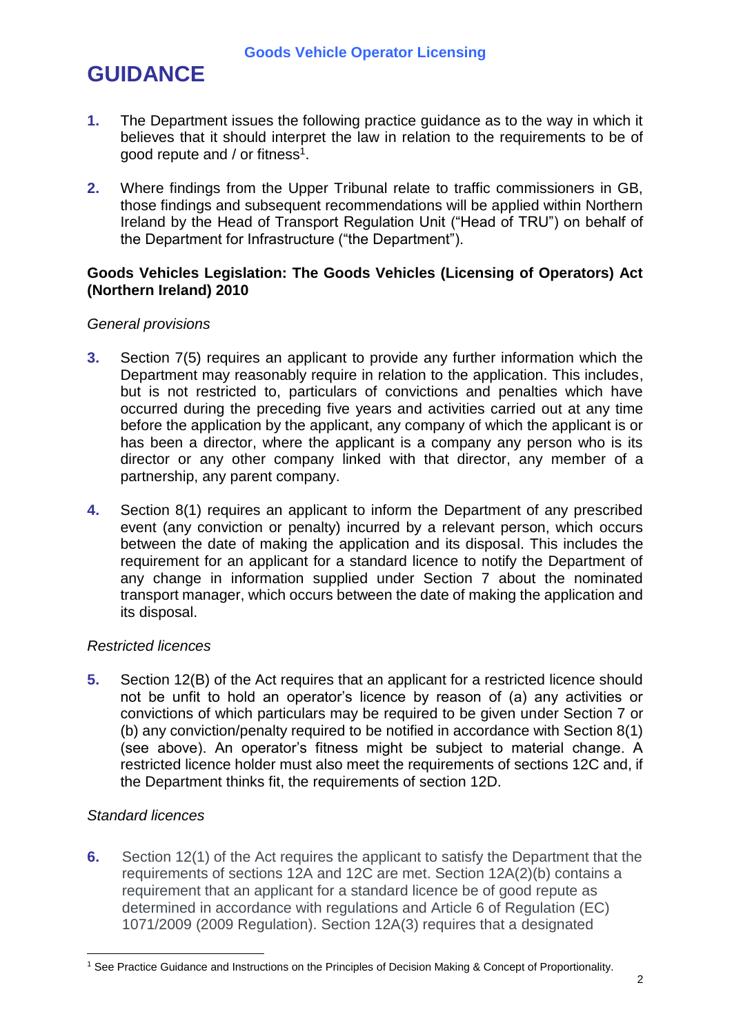# GUIDANCE

**1.** The Department issues the following practice guidance as to the way in which it believes that it should interpret the law in relation to the requirements to be of good repute and / or fitness[1].

**2.** Where findings from the Upper Tribunal relate to traffic commissioners in GB, those findings and subsequent recommendations will be applied within Northern Ireland by the Head of Transport Regulation Unit ("Head of TRU") on behalf of the Department for Infrastructure ("the Department").

**Goods Vehicles Legislation: The Goods Vehicles (Licensing of Operators) Act (Northern Ireland) 2010**

*General provisions*

**3.** Section 7(5) requires an applicant to provide any further information which the Department may reasonably require in relation to the application. This includes, but is not restricted to, particulars of convictions and penalties which have occurred during the preceding five years and activities carried out at any time before the application by the applicant, any company of which the applicant is or has been a director, where the applicant is a company any person who is its director or any other company linked with that director, any member of a partnership, any parent company.

**4.** Section 8(1) requires an applicant to inform the Department of any prescribed event (any conviction or penalty) incurred by a relevant person, which occurs between the date of making the application and its disposal. This includes the requirement for an applicant for a standard licence to notify the Department of any change in information supplied under Section 7 about the nominated transport manager, which occurs between the date of making the application and its disposal.

*Restricted licences*

**5.** Section 12(B) of the Act requires that an applicant for a restricted licence should not be unfit to hold an operator's licence by reason of (a) any activities or convictions of which particulars may be required to be given under Section 7 or (b) any conviction/penalty required to be notified in accordance with Section 8(1) (see above). An operator's fitness might be subject to material change. A restricted licence holder must also meet the requirements of sections 12C and, if the Department thinks fit, the requirements of section 12D.

*Standard licences*

**6.** Section 12(1) of the Act requires the applicant to satisfy the Department that the requirements of sections 12A and 12C are met. Section 12A(2)(b) contains a requirement that an applicant for a standard licence be of good repute as determined in accordance with regulations and Article 6 of Regulation (EC) 1071/2009 (2009 Regulation). Section 12A(3) requires that a designated

[1] See Practice Guidance and Instructions on the Principles of Decision Making & Concept of Proportionality.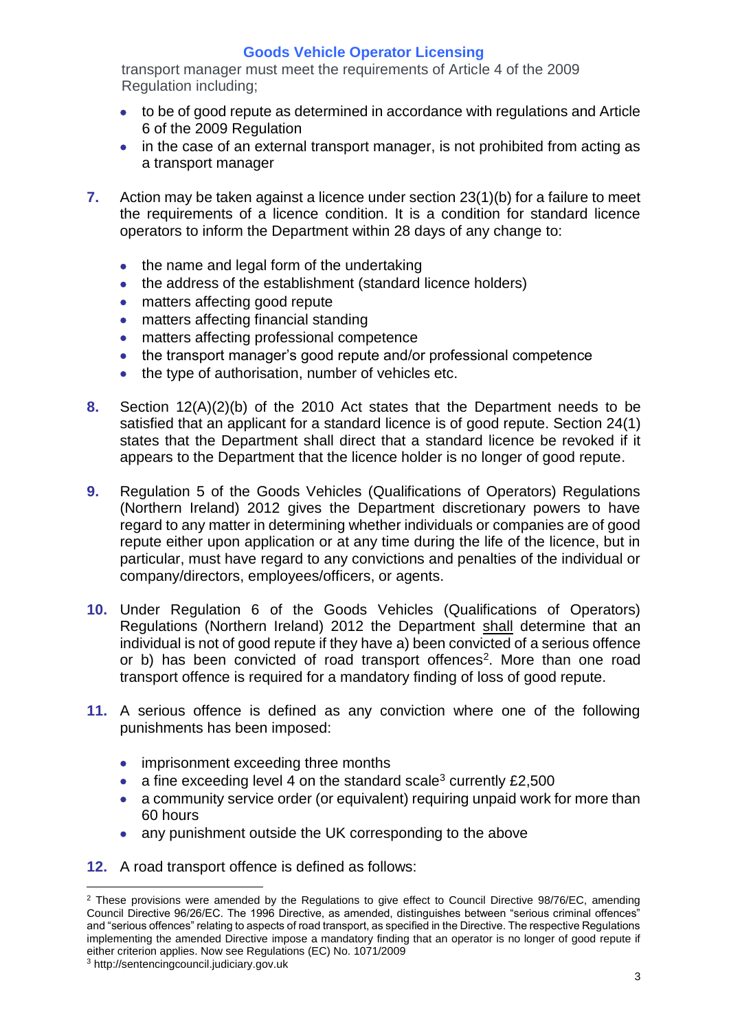transport manager must meet the requirements of Article 4 of the 2009 Regulation including;

- to be of good repute as determined in accordance with regulations and Article 6 of the 2009 Regulation
- in the case of an external transport manager, is not prohibited from acting as a transport manager

7. Action may be taken against a licence under section 23(1)(b) for a failure to meet the requirements of a licence condition. It is a condition for standard licence operators to inform the Department within 28 days of any change to:

   - the name and legal form of the undertaking
   - the address of the establishment (standard licence holders)
   - matters affecting good repute
   - matters affecting financial standing
   - matters affecting professional competence
   - the transport manager's good repute and/or professional competence
   - the type of authorisation, number of vehicles etc.

8. Section 12(A)(2)(b) of the 2010 Act states that the Department needs to be satisfied that an applicant for a standard licence is of good repute. Section 24(1) states that the Department shall direct that a standard licence be revoked if it appears to the Department that the licence holder is no longer of good repute.

9. Regulation 5 of the Goods Vehicles (Qualifications of Operators) Regulations (Northern Ireland) 2012 gives the Department discretionary powers to have regard to any matter in determining whether individuals or companies are of good repute either upon application or at any time during the life of the licence, but in particular, must have regard to any convictions and penalties of the individual or company/directors, employees/officers, or agents.

10. Under Regulation 6 of the Goods Vehicles (Qualifications of Operators) Regulations (Northern Ireland) 2012 the Department <u>shall</u> determine that an individual is not of good repute if they have a) been convicted of a serious offence or b) has been convicted of road transport offences[2]. More than one road transport offence is required for a mandatory finding of loss of good repute.

11. A serious offence is defined as any conviction where one of the following punishments has been imposed:

    - imprisonment exceeding three months
    - a fine exceeding level 4 on the standard scale[3] currently £2,500
    - a community service order (or equivalent) requiring unpaid work for more than 60 hours
    - any punishment outside the UK corresponding to the above

12. A road transport offence is defined as follows:

---

[2] These provisions were amended by the Regulations to give effect to Council Directive 98/76/EC, amending Council Directive 96/26/EC. The 1996 Directive, as amended, distinguishes between "serious criminal offences" and "serious offences" relating to aspects of road transport, as specified in the Directive. The respective Regulations implementing the amended Directive impose a mandatory finding that an operator is no longer of good repute if either criterion applies. Now see Regulations (EC) No. 1071/2009

[3] http://sentencingcouncil.judiciary.gov.uk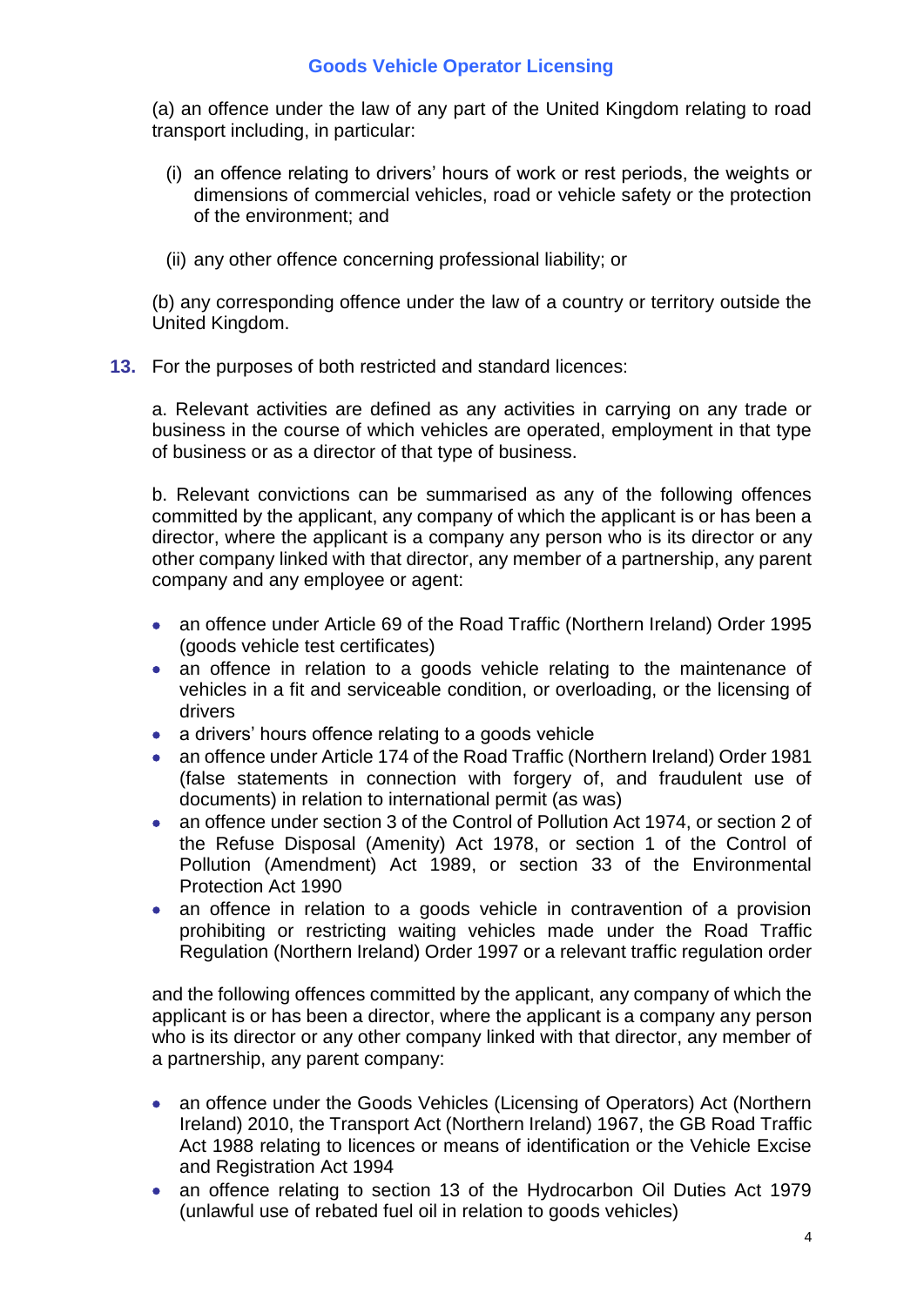(a) an offence under the law of any part of the United Kingdom relating to road transport including, in particular:

(i) an offence relating to drivers' hours of work or rest periods, the weights or dimensions of commercial vehicles, road or vehicle safety or the protection of the environment; and

(ii) any other offence concerning professional liability; or

(b) any corresponding offence under the law of a country or territory outside the United Kingdom.

**13.** For the purposes of both restricted and standard licences:

a. Relevant activities are defined as any activities in carrying on any trade or business in the course of which vehicles are operated, employment in that type of business or as a director of that type of business.

b. Relevant convictions can be summarised as any of the following offences committed by the applicant, any company of which the applicant is or has been a director, where the applicant is a company any person who is its director or any other company linked with that director, any member of a partnership, any parent company and any employee or agent:

- an offence under Article 69 of the Road Traffic (Northern Ireland) Order 1995 (goods vehicle test certificates)
- an offence in relation to a goods vehicle relating to the maintenance of vehicles in a fit and serviceable condition, or overloading, or the licensing of drivers
- a drivers' hours offence relating to a goods vehicle
- an offence under Article 174 of the Road Traffic (Northern Ireland) Order 1981 (false statements in connection with forgery of, and fraudulent use of documents) in relation to international permit (as was)
- an offence under section 3 of the Control of Pollution Act 1974, or section 2 of the Refuse Disposal (Amenity) Act 1978, or section 1 of the Control of Pollution (Amendment) Act 1989, or section 33 of the Environmental Protection Act 1990
- an offence in relation to a goods vehicle in contravention of a provision prohibiting or restricting waiting vehicles made under the Road Traffic Regulation (Northern Ireland) Order 1997 or a relevant traffic regulation order

and the following offences committed by the applicant, any company of which the applicant is or has been a director, where the applicant is a company any person who is its director or any other company linked with that director, any member of a partnership, any parent company:

- an offence under the Goods Vehicles (Licensing of Operators) Act (Northern Ireland) 2010, the Transport Act (Northern Ireland) 1967, the GB Road Traffic Act 1988 relating to licences or means of identification or the Vehicle Excise and Registration Act 1994
- an offence relating to section 13 of the Hydrocarbon Oil Duties Act 1979 (unlawful use of rebated fuel oil in relation to goods vehicles)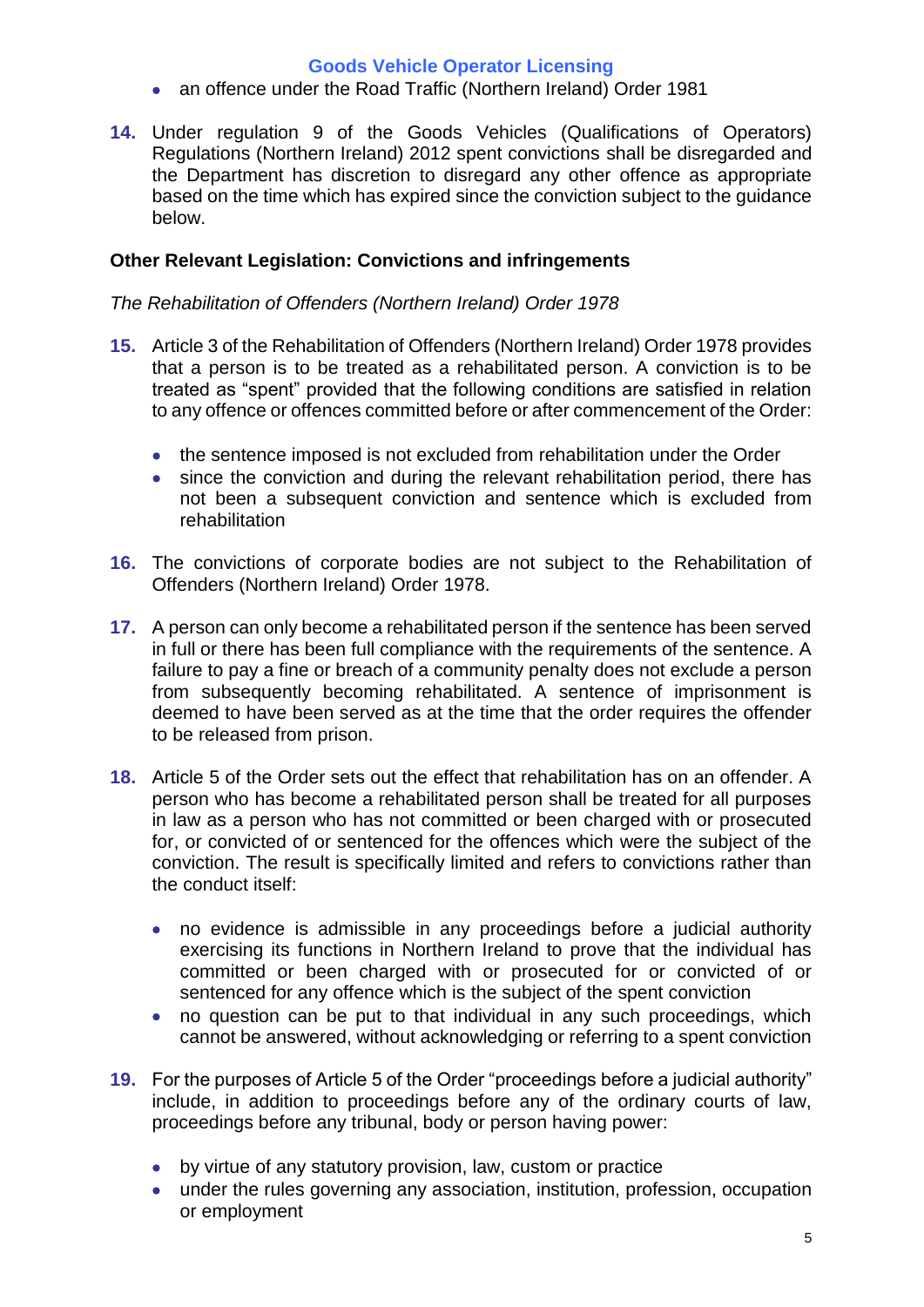- an offence under the Road Traffic (Northern Ireland) Order 1981

**14.** Under regulation 9 of the Goods Vehicles (Qualifications of Operators) Regulations (Northern Ireland) 2012 spent convictions shall be disregarded and the Department has discretion to disregard any other offence as appropriate based on the time which has expired since the conviction subject to the guidance below.

**Other Relevant Legislation: Convictions and infringements**

*The Rehabilitation of Offenders (Northern Ireland) Order 1978*

**15.** Article 3 of the Rehabilitation of Offenders (Northern Ireland) Order 1978 provides that a person is to be treated as a rehabilitated person. A conviction is to be treated as "spent" provided that the following conditions are satisfied in relation to any offence or offences committed before or after commencement of the Order:

- the sentence imposed is not excluded from rehabilitation under the Order
- since the conviction and during the relevant rehabilitation period, there has not been a subsequent conviction and sentence which is excluded from rehabilitation

**16.** The convictions of corporate bodies are not subject to the Rehabilitation of Offenders (Northern Ireland) Order 1978.

**17.** A person can only become a rehabilitated person if the sentence has been served in full or there has been full compliance with the requirements of the sentence. A failure to pay a fine or breach of a community penalty does not exclude a person from subsequently becoming rehabilitated. A sentence of imprisonment is deemed to have been served as at the time that the order requires the offender to be released from prison.

**18.** Article 5 of the Order sets out the effect that rehabilitation has on an offender. A person who has become a rehabilitated person shall be treated for all purposes in law as a person who has not committed or been charged with or prosecuted for, or convicted of or sentenced for the offences which were the subject of the conviction. The result is specifically limited and refers to convictions rather than the conduct itself:

- no evidence is admissible in any proceedings before a judicial authority exercising its functions in Northern Ireland to prove that the individual has committed or been charged with or prosecuted for or convicted of or sentenced for any offence which is the subject of the spent conviction
- no question can be put to that individual in any such proceedings, which cannot be answered, without acknowledging or referring to a spent conviction

**19.** For the purposes of Article 5 of the Order "proceedings before a judicial authority" include, in addition to proceedings before any of the ordinary courts of law, proceedings before any tribunal, body or person having power:

- by virtue of any statutory provision, law, custom or practice
- under the rules governing any association, institution, profession, occupation or employment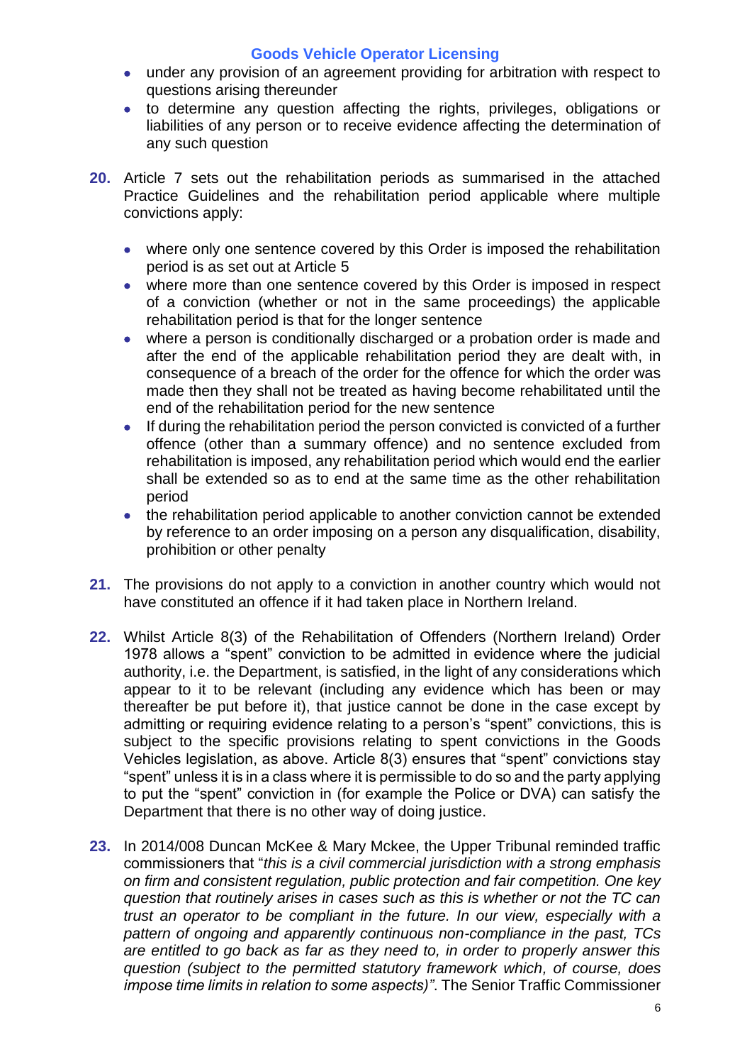- under any provision of an agreement providing for arbitration with respect to questions arising thereunder
- to determine any question affecting the rights, privileges, obligations or liabilities of any person or to receive evidence affecting the determination of any such question

**20.** Article 7 sets out the rehabilitation periods as summarised in the attached Practice Guidelines and the rehabilitation period applicable where multiple convictions apply:

- where only one sentence covered by this Order is imposed the rehabilitation period is as set out at Article 5
- where more than one sentence covered by this Order is imposed in respect of a conviction (whether or not in the same proceedings) the applicable rehabilitation period is that for the longer sentence
- where a person is conditionally discharged or a probation order is made and after the end of the applicable rehabilitation period they are dealt with, in consequence of a breach of the order for the offence for which the order was made then they shall not be treated as having become rehabilitated until the end of the rehabilitation period for the new sentence
- If during the rehabilitation period the person convicted is convicted of a further offence (other than a summary offence) and no sentence excluded from rehabilitation is imposed, any rehabilitation period which would end the earlier shall be extended so as to end at the same time as the other rehabilitation period
- the rehabilitation period applicable to another conviction cannot be extended by reference to an order imposing on a person any disqualification, disability, prohibition or other penalty

**21.** The provisions do not apply to a conviction in another country which would not have constituted an offence if it had taken place in Northern Ireland.

**22.** Whilst Article 8(3) of the Rehabilitation of Offenders (Northern Ireland) Order 1978 allows a "spent" conviction to be admitted in evidence where the judicial authority, i.e. the Department, is satisfied, in the light of any considerations which appear to it to be relevant (including any evidence which has been or may thereafter be put before it), that justice cannot be done in the case except by admitting or requiring evidence relating to a person's "spent" convictions, this is subject to the specific provisions relating to spent convictions in the Goods Vehicles legislation, as above. Article 8(3) ensures that "spent" convictions stay "spent" unless it is in a class where it is permissible to do so and the party applying to put the "spent" conviction in (for example the Police or DVA) can satisfy the Department that there is no other way of doing justice.

**23.** In 2014/008 Duncan McKee & Mary Mckee, the Upper Tribunal reminded traffic commissioners that "*this is a civil commercial jurisdiction with a strong emphasis on firm and consistent regulation, public protection and fair competition. One key question that routinely arises in cases such as this is whether or not the TC can trust an operator to be compliant in the future. In our view, especially with a pattern of ongoing and apparently continuous non-compliance in the past, TCs are entitled to go back as far as they need to, in order to properly answer this question (subject to the permitted statutory framework which, of course, does impose time limits in relation to some aspects)*". The Senior Traffic Commissioner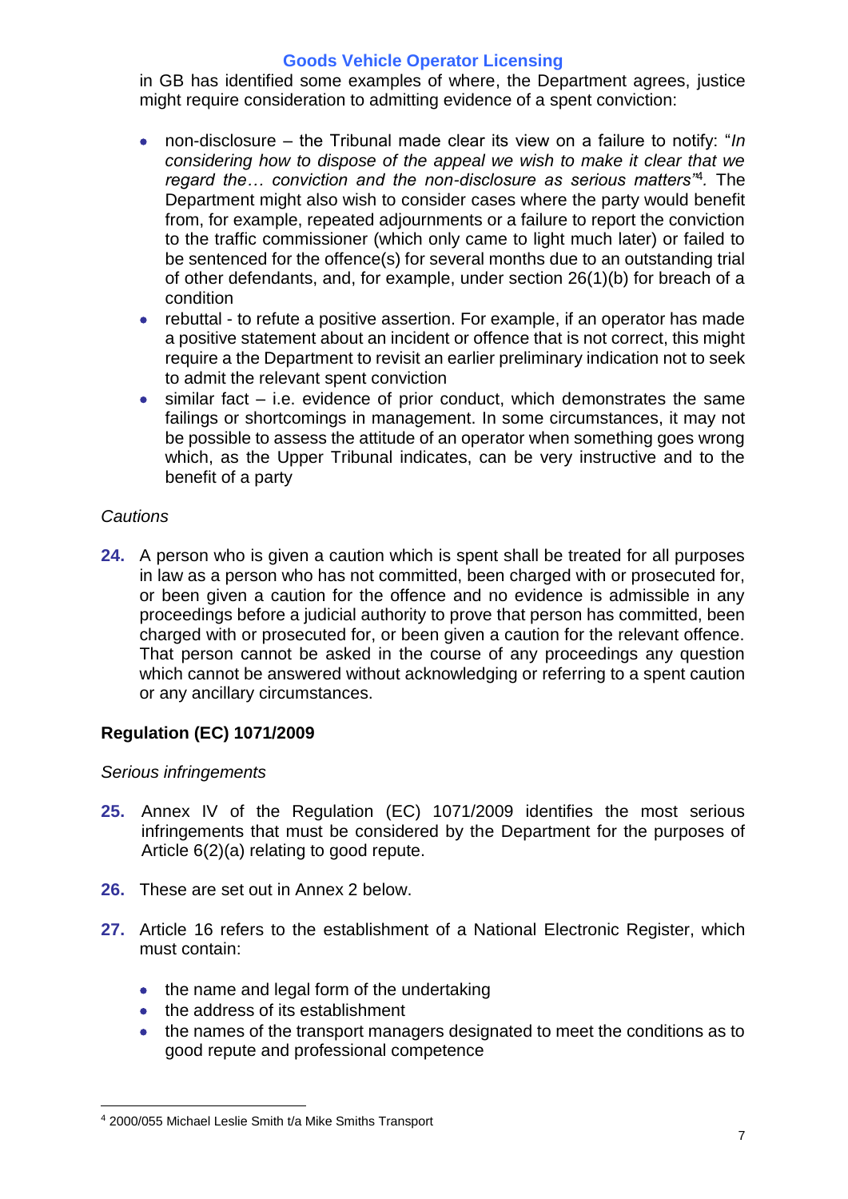in GB has identified some examples of where, the Department agrees, justice might require consideration to admitting evidence of a spent conviction:

- non-disclosure – the Tribunal made clear its view on a failure to notify: "*In considering how to dispose of the appeal we wish to make it clear that we regard the… conviction and the non-disclosure as serious matters"*[4]*.* The Department might also wish to consider cases where the party would benefit from, for example, repeated adjournments or a failure to report the conviction to the traffic commissioner (which only came to light much later) or failed to be sentenced for the offence(s) for several months due to an outstanding trial of other defendants, and, for example, under section 26(1)(b) for breach of a condition
- rebuttal - to refute a positive assertion. For example, if an operator has made a positive statement about an incident or offence that is not correct, this might require a the Department to revisit an earlier preliminary indication not to seek to admit the relevant spent conviction
- similar fact – i.e. evidence of prior conduct, which demonstrates the same failings or shortcomings in management. In some circumstances, it may not be possible to assess the attitude of an operator when something goes wrong which, as the Upper Tribunal indicates, can be very instructive and to the benefit of a party

*Cautions*

**24.** A person who is given a caution which is spent shall be treated for all purposes in law as a person who has not committed, been charged with or prosecuted for, or been given a caution for the offence and no evidence is admissible in any proceedings before a judicial authority to prove that person has committed, been charged with or prosecuted for, or been given a caution for the relevant offence. That person cannot be asked in the course of any proceedings any question which cannot be answered without acknowledging or referring to a spent caution or any ancillary circumstances.

## Regulation (EC) 1071/2009

*Serious infringements*

**25.** Annex IV of the Regulation (EC) 1071/2009 identifies the most serious infringements that must be considered by the Department for the purposes of Article 6(2)(a) relating to good repute.

**26.** These are set out in Annex 2 below.

**27.** Article 16 refers to the establishment of a National Electronic Register, which must contain:

- the name and legal form of the undertaking
- the address of its establishment
- the names of the transport managers designated to meet the conditions as to good repute and professional competence

[4] 2000/055 Michael Leslie Smith t/a Mike Smiths Transport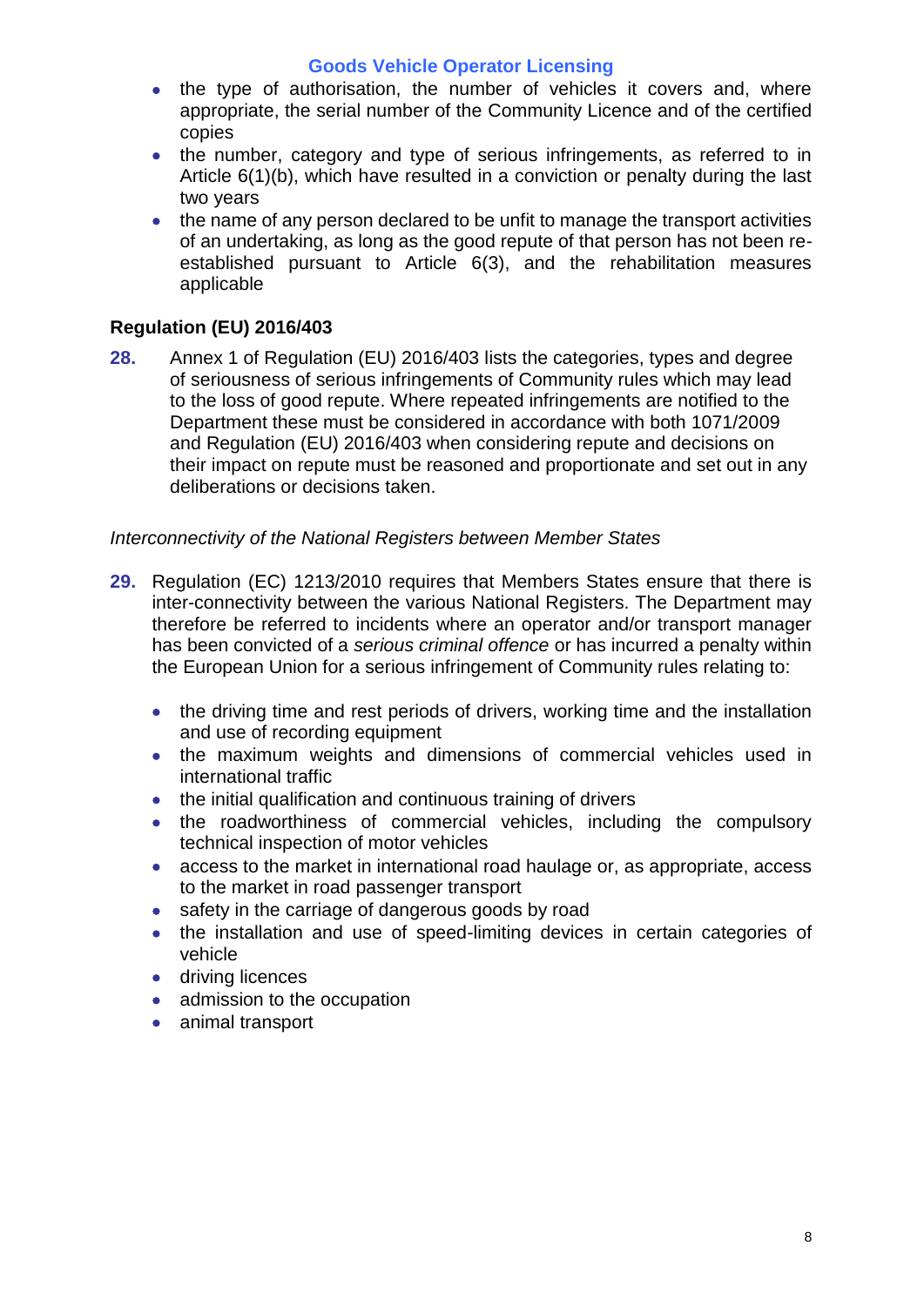- the type of authorisation, the number of vehicles it covers and, where appropriate, the serial number of the Community Licence and of the certified copies
- the number, category and type of serious infringements, as referred to in Article 6(1)(b), which have resulted in a conviction or penalty during the last two years
- the name of any person declared to be unfit to manage the transport activities of an undertaking, as long as the good repute of that person has not been re-established pursuant to Article 6(3), and the rehabilitation measures applicable

### Regulation (EU) 2016/403

**28.** Annex 1 of Regulation (EU) 2016/403 lists the categories, types and degree of seriousness of serious infringements of Community rules which may lead to the loss of good repute. Where repeated infringements are notified to the Department these must be considered in accordance with both 1071/2009 and Regulation (EU) 2016/403 when considering repute and decisions on their impact on repute must be reasoned and proportionate and set out in any deliberations or decisions taken.

*Interconnectivity of the National Registers between Member States*

**29.** Regulation (EC) 1213/2010 requires that Members States ensure that there is inter-connectivity between the various National Registers. The Department may therefore be referred to incidents where an operator and/or transport manager has been convicted of a *serious criminal offence* or has incurred a penalty within the European Union for a serious infringement of Community rules relating to:

- the driving time and rest periods of drivers, working time and the installation and use of recording equipment
- the maximum weights and dimensions of commercial vehicles used in international traffic
- the initial qualification and continuous training of drivers
- the roadworthiness of commercial vehicles, including the compulsory technical inspection of motor vehicles
- access to the market in international road haulage or, as appropriate, access to the market in road passenger transport
- safety in the carriage of dangerous goods by road
- the installation and use of speed-limiting devices in certain categories of vehicle
- driving licences
- admission to the occupation
- animal transport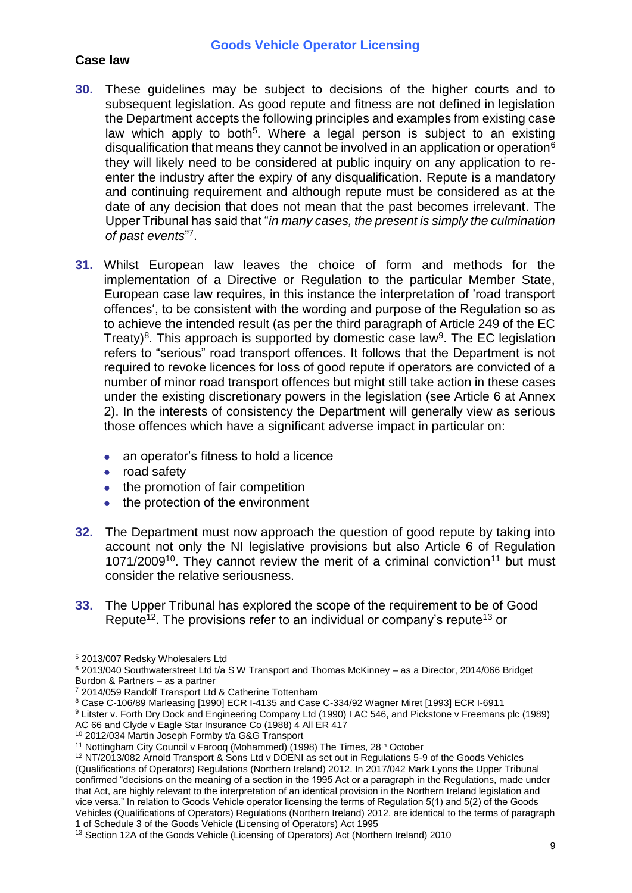## Case law

**30.** These guidelines may be subject to decisions of the higher courts and to subsequent legislation. As good repute and fitness are not defined in legislation the Department accepts the following principles and examples from existing case law which apply to both[5]. Where a legal person is subject to an existing disqualification that means they cannot be involved in an application or operation[6] they will likely need to be considered at public inquiry on any application to re-enter the industry after the expiry of any disqualification. Repute is a mandatory and continuing requirement and although repute must be considered as at the date of any decision that does not mean that the past becomes irrelevant. The Upper Tribunal has said that "*in many cases, the present is simply the culmination of past events*"[7].

**31.** Whilst European law leaves the choice of form and methods for the implementation of a Directive or Regulation to the particular Member State, European case law requires, in this instance the interpretation of 'road transport offences', to be consistent with the wording and purpose of the Regulation so as to achieve the intended result (as per the third paragraph of Article 249 of the EC Treaty)[8]. This approach is supported by domestic case law[9]. The EC legislation refers to "serious" road transport offences. It follows that the Department is not required to revoke licences for loss of good repute if operators are convicted of a number of minor road transport offences but might still take action in these cases under the existing discretionary powers in the legislation (see Article 6 at Annex 2). In the interests of consistency the Department will generally view as serious those offences which have a significant adverse impact in particular on:

- an operator's fitness to hold a licence
- road safety
- the promotion of fair competition
- the protection of the environment

**32.** The Department must now approach the question of good repute by taking into account not only the NI legislative provisions but also Article 6 of Regulation 1071/2009[10]. They cannot review the merit of a criminal conviction[11] but must consider the relative seriousness.

**33.** The Upper Tribunal has explored the scope of the requirement to be of Good Repute[12]. The provisions refer to an individual or company's repute[13] or

---

[5] 2013/007 Redsky Wholesalers Ltd

[6] 2013/040 Southwaterstreet Ltd t/a S W Transport and Thomas McKinney – as a Director, 2014/066 Bridget Burdon & Partners – as a partner

[7] 2014/059 Randolf Transport Ltd & Catherine Tottenham

[8] Case C-106/89 Marleasing [1990] ECR I-4135 and Case C-334/92 Wagner Miret [1993] ECR I-6911

[9] Litster v. Forth Dry Dock and Engineering Company Ltd (1990) I AC 546, and Pickstone v Freemans plc (1989) AC 66 and Clyde v Eagle Star Insurance Co (1988) 4 All ER 417

[10] 2012/034 Martin Joseph Formby t/a G&G Transport

[11] Nottingham City Council v Farooq (Mohammed) (1998) The Times, 28th October

[12] NT/2013/082 Arnold Transport & Sons Ltd v DOENI as set out in Regulations 5-9 of the Goods Vehicles (Qualifications of Operators) Regulations (Northern Ireland) 2012. In 2017/042 Mark Lyons the Upper Tribunal confirmed "decisions on the meaning of a section in the 1995 Act or a paragraph in the Regulations, made under that Act, are highly relevant to the interpretation of an identical provision in the Northern Ireland legislation and vice versa." In relation to Goods Vehicle operator licensing the terms of Regulation 5(1) and 5(2) of the Goods Vehicles (Qualifications of Operators) Regulations (Northern Ireland) 2012, are identical to the terms of paragraph 1 of Schedule 3 of the Goods Vehicle (Licensing of Operators) Act 1995

[13] Section 12A of the Goods Vehicle (Licensing of Operators) Act (Northern Ireland) 2010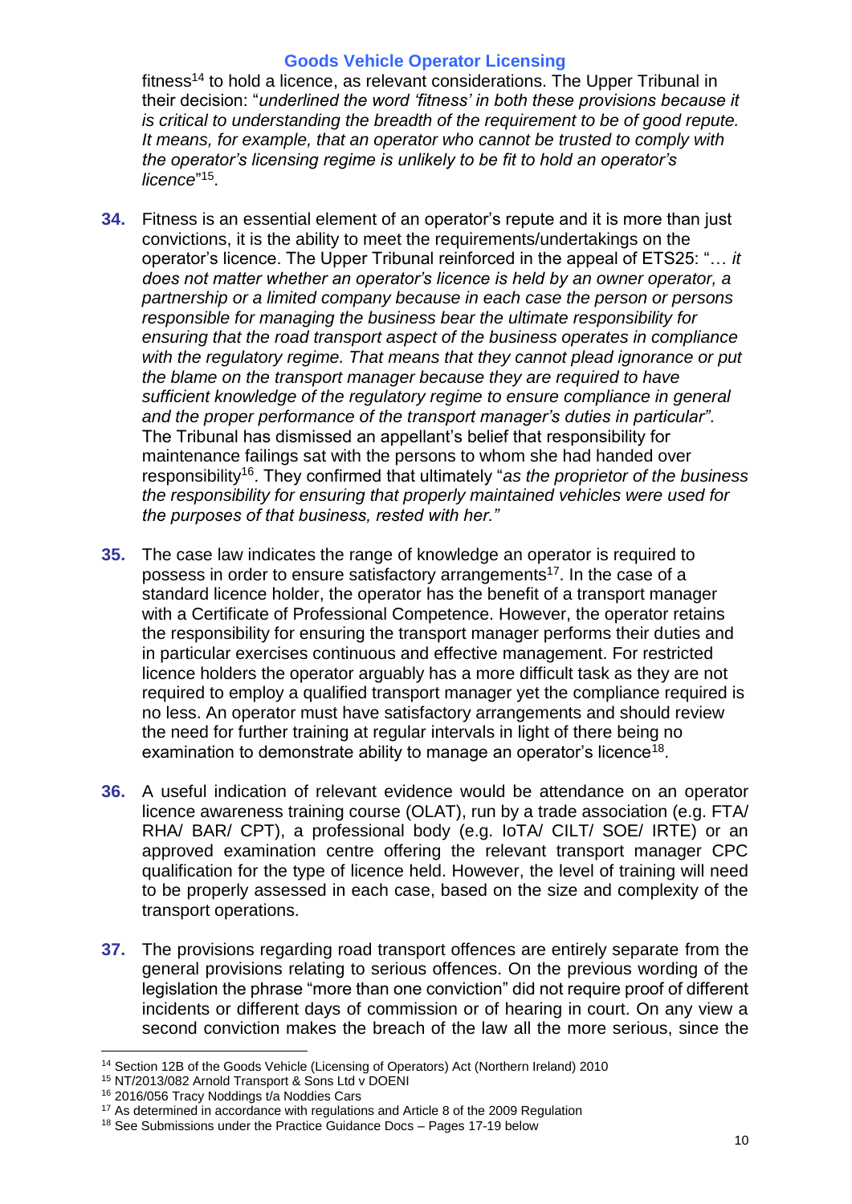fitness[14] to hold a licence, as relevant considerations. The Upper Tribunal in their decision: "*underlined the word 'fitness' in both these provisions because it is critical to understanding the breadth of the requirement to be of good repute. It means, for example, that an operator who cannot be trusted to comply with the operator's licensing regime is unlikely to be fit to hold an operator's licence*"[15].

**34.** Fitness is an essential element of an operator's repute and it is more than just convictions, it is the ability to meet the requirements/undertakings on the operator's licence. The Upper Tribunal reinforced in the appeal of ETS25: "… *it does not matter whether an operator's licence is held by an owner operator, a partnership or a limited company because in each case the person or persons responsible for managing the business bear the ultimate responsibility for ensuring that the road transport aspect of the business operates in compliance with the regulatory regime. That means that they cannot plead ignorance or put the blame on the transport manager because they are required to have sufficient knowledge of the regulatory regime to ensure compliance in general and the proper performance of the transport manager's duties in particular"*. The Tribunal has dismissed an appellant's belief that responsibility for maintenance failings sat with the persons to whom she had handed over responsibility[16]. They confirmed that ultimately "*as the proprietor of the business the responsibility for ensuring that properly maintained vehicles were used for the purposes of that business, rested with her."*

**35.** The case law indicates the range of knowledge an operator is required to possess in order to ensure satisfactory arrangements[17]. In the case of a standard licence holder, the operator has the benefit of a transport manager with a Certificate of Professional Competence. However, the operator retains the responsibility for ensuring the transport manager performs their duties and in particular exercises continuous and effective management. For restricted licence holders the operator arguably has a more difficult task as they are not required to employ a qualified transport manager yet the compliance required is no less. An operator must have satisfactory arrangements and should review the need for further training at regular intervals in light of there being no examination to demonstrate ability to manage an operator's licence[18].

**36.** A useful indication of relevant evidence would be attendance on an operator licence awareness training course (OLAT), run by a trade association (e.g. FTA/ RHA/ BAR/ CPT), a professional body (e.g. IoTA/ CILT/ SOE/ IRTE) or an approved examination centre offering the relevant transport manager CPC qualification for the type of licence held. However, the level of training will need to be properly assessed in each case, based on the size and complexity of the transport operations.

**37.** The provisions regarding road transport offences are entirely separate from the general provisions relating to serious offences. On the previous wording of the legislation the phrase "more than one conviction" did not require proof of different incidents or different days of commission or of hearing in court. On any view a second conviction makes the breach of the law all the more serious, since the

---

[14] Section 12B of the Goods Vehicle (Licensing of Operators) Act (Northern Ireland) 2010

[15] NT/2013/082 Arnold Transport & Sons Ltd v DOENI

[16] 2016/056 Tracy Noddings t/a Noddies Cars

[17] As determined in accordance with regulations and Article 8 of the 2009 Regulation

[18] See Submissions under the Practice Guidance Docs – Pages 17-19 below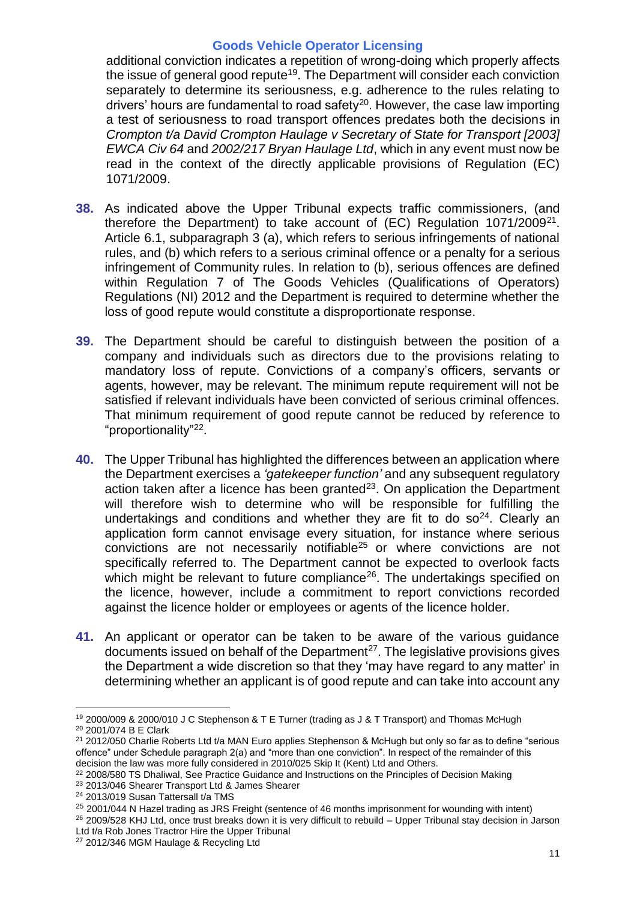additional conviction indicates a repetition of wrong-doing which properly affects the issue of general good repute[19]. The Department will consider each conviction separately to determine its seriousness, e.g. adherence to the rules relating to drivers' hours are fundamental to road safety[20]. However, the case law importing a test of seriousness to road transport offences predates both the decisions in *Crompton t/a David Crompton Haulage v Secretary of State for Transport [2003] EWCA Civ 64* and *2002/217 Bryan Haulage Ltd*, which in any event must now be read in the context of the directly applicable provisions of Regulation (EC) 1071/2009.

**38.** As indicated above the Upper Tribunal expects traffic commissioners, (and therefore the Department) to take account of (EC) Regulation 1071/2009[21]. Article 6.1, subparagraph 3 (a), which refers to serious infringements of national rules, and (b) which refers to a serious criminal offence or a penalty for a serious infringement of Community rules. In relation to (b), serious offences are defined within Regulation 7 of The Goods Vehicles (Qualifications of Operators) Regulations (NI) 2012 and the Department is required to determine whether the loss of good repute would constitute a disproportionate response.

**39.** The Department should be careful to distinguish between the position of a company and individuals such as directors due to the provisions relating to mandatory loss of repute. Convictions of a company's officers, servants or agents, however, may be relevant. The minimum repute requirement will not be satisfied if relevant individuals have been convicted of serious criminal offences. That minimum requirement of good repute cannot be reduced by reference to "proportionality"[22].

**40.** The Upper Tribunal has highlighted the differences between an application where the Department exercises a *'gatekeeper function'* and any subsequent regulatory action taken after a licence has been granted[23]. On application the Department will therefore wish to determine who will be responsible for fulfilling the undertakings and conditions and whether they are fit to do so[24]. Clearly an application form cannot envisage every situation, for instance where serious convictions are not necessarily notifiable[25] or where convictions are not specifically referred to. The Department cannot be expected to overlook facts which might be relevant to future compliance[26]. The undertakings specified on the licence, however, include a commitment to report convictions recorded against the licence holder or employees or agents of the licence holder.

**41.** An applicant or operator can be taken to be aware of the various guidance documents issued on behalf of the Department[27]. The legislative provisions gives the Department a wide discretion so that they 'may have regard to any matter' in determining whether an applicant is of good repute and can take into account any

---

[19] 2000/009 & 2000/010 J C Stephenson & T E Turner (trading as J & T Transport) and Thomas McHugh

[20] 2001/074 B E Clark

[21] 2012/050 Charlie Roberts Ltd t/a MAN Euro applies Stephenson & McHugh but only so far as to define "serious offence" under Schedule paragraph 2(a) and "more than one conviction". In respect of the remainder of this decision the law was more fully considered in 2010/025 Skip It (Kent) Ltd and Others.

[22] 2008/580 TS Dhaliwal, See Practice Guidance and Instructions on the Principles of Decision Making

[23] 2013/046 Shearer Transport Ltd & James Shearer

[24] 2013/019 Susan Tattersall t/a TMS

[25] 2001/044 N Hazel trading as JRS Freight (sentence of 46 months imprisonment for wounding with intent)

[26] 2009/528 KHJ Ltd, once trust breaks down it is very difficult to rebuild – Upper Tribunal stay decision in Jarson Ltd t/a Rob Jones Tractror Hire the Upper Tribunal

[27] 2012/346 MGM Haulage & Recycling Ltd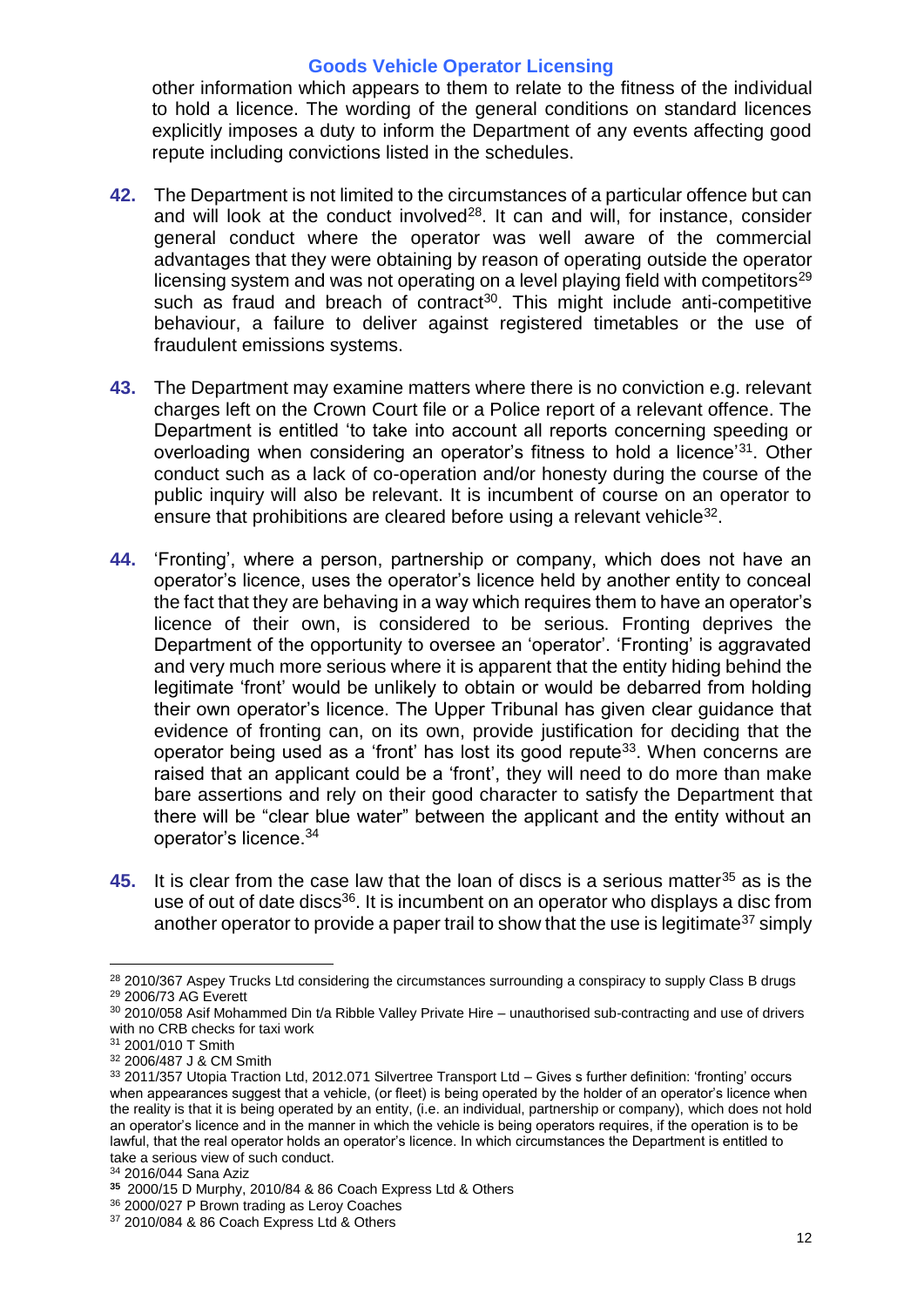other information which appears to them to relate to the fitness of the individual to hold a licence. The wording of the general conditions on standard licences explicitly imposes a duty to inform the Department of any events affecting good repute including convictions listed in the schedules.

**42.** The Department is not limited to the circumstances of a particular offence but can and will look at the conduct involved[28]. It can and will, for instance, consider general conduct where the operator was well aware of the commercial advantages that they were obtaining by reason of operating outside the operator licensing system and was not operating on a level playing field with competitors[29] such as fraud and breach of contract[30]. This might include anti-competitive behaviour, a failure to deliver against registered timetables or the use of fraudulent emissions systems.

**43.** The Department may examine matters where there is no conviction e.g. relevant charges left on the Crown Court file or a Police report of a relevant offence. The Department is entitled 'to take into account all reports concerning speeding or overloading when considering an operator's fitness to hold a licence'[31]. Other conduct such as a lack of co-operation and/or honesty during the course of the public inquiry will also be relevant. It is incumbent of course on an operator to ensure that prohibitions are cleared before using a relevant vehicle[32].

**44.** 'Fronting', where a person, partnership or company, which does not have an operator's licence, uses the operator's licence held by another entity to conceal the fact that they are behaving in a way which requires them to have an operator's licence of their own, is considered to be serious. Fronting deprives the Department of the opportunity to oversee an 'operator'. 'Fronting' is aggravated and very much more serious where it is apparent that the entity hiding behind the legitimate 'front' would be unlikely to obtain or would be debarred from holding their own operator's licence. The Upper Tribunal has given clear guidance that evidence of fronting can, on its own, provide justification for deciding that the operator being used as a 'front' has lost its good repute[33]. When concerns are raised that an applicant could be a 'front', they will need to do more than make bare assertions and rely on their good character to satisfy the Department that there will be "clear blue water" between the applicant and the entity without an operator's licence.[34]

**45.** It is clear from the case law that the loan of discs is a serious matter[35] as is the use of out of date discs[36]. It is incumbent on an operator who displays a disc from another operator to provide a paper trail to show that the use is legitimate[37] simply

---

[28] 2010/367 Aspey Trucks Ltd considering the circumstances surrounding a conspiracy to supply Class B drugs

[29] 2006/73 AG Everett

[30] 2010/058 Asif Mohammed Din t/a Ribble Valley Private Hire – unauthorised sub-contracting and use of drivers with no CRB checks for taxi work

[31] 2001/010 T Smith

[32] 2006/487 J & CM Smith

[33] 2011/357 Utopia Traction Ltd, 2012.071 Silvertree Transport Ltd – Gives s further definition: 'fronting' occurs when appearances suggest that a vehicle, (or fleet) is being operated by the holder of an operator's licence when the reality is that it is being operated by an entity, (i.e. an individual, partnership or company), which does not hold an operator's licence and in the manner in which the vehicle is being operators requires, if the operation is to be lawful, that the real operator holds an operator's licence. In which circumstances the Department is entitled to take a serious view of such conduct.

[34] 2016/044 Sana Aziz

[35] 2000/15 D Murphy, 2010/84 & 86 Coach Express Ltd & Others

[36] 2000/027 P Brown trading as Leroy Coaches

[37] 2010/084 & 86 Coach Express Ltd & Others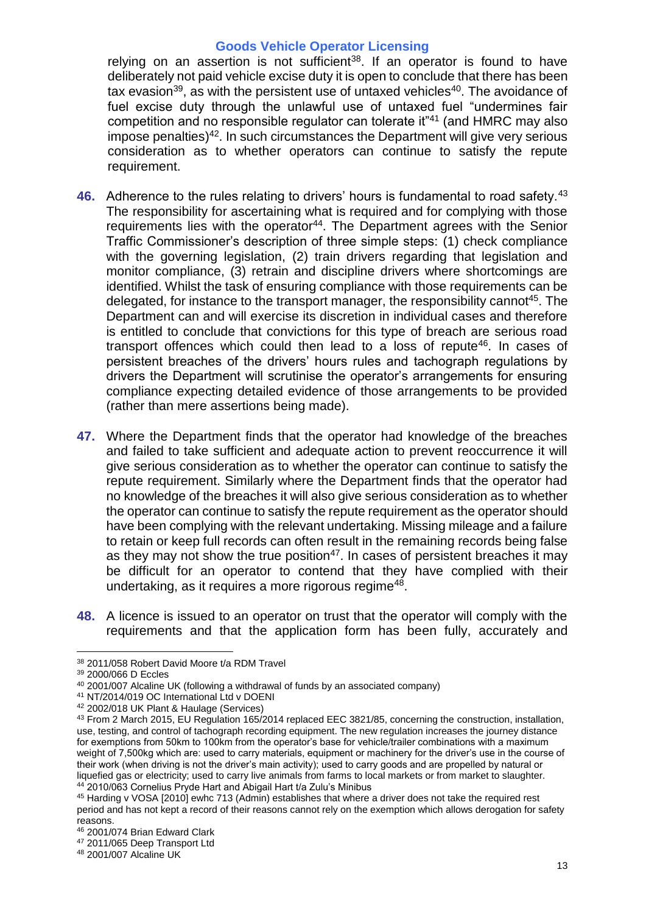relying on an assertion is not sufficient[38]. If an operator is found to have deliberately not paid vehicle excise duty it is open to conclude that there has been tax evasion[39], as with the persistent use of untaxed vehicles[40]. The avoidance of fuel excise duty through the unlawful use of untaxed fuel "undermines fair competition and no responsible regulator can tolerate it"[41] (and HMRC may also impose penalties)[42]. In such circumstances the Department will give very serious consideration as to whether operators can continue to satisfy the repute requirement.

**46.** Adherence to the rules relating to drivers' hours is fundamental to road safety.[43] The responsibility for ascertaining what is required and for complying with those requirements lies with the operator[44]. The Department agrees with the Senior Traffic Commissioner's description of three simple steps: (1) check compliance with the governing legislation, (2) train drivers regarding that legislation and monitor compliance, (3) retrain and discipline drivers where shortcomings are identified. Whilst the task of ensuring compliance with those requirements can be delegated, for instance to the transport manager, the responsibility cannot[45]. The Department can and will exercise its discretion in individual cases and therefore is entitled to conclude that convictions for this type of breach are serious road transport offences which could then lead to a loss of repute[46]. In cases of persistent breaches of the drivers' hours rules and tachograph regulations by drivers the Department will scrutinise the operator's arrangements for ensuring compliance expecting detailed evidence of those arrangements to be provided (rather than mere assertions being made).

**47.** Where the Department finds that the operator had knowledge of the breaches and failed to take sufficient and adequate action to prevent reoccurrence it will give serious consideration as to whether the operator can continue to satisfy the repute requirement. Similarly where the Department finds that the operator had no knowledge of the breaches it will also give serious consideration as to whether the operator can continue to satisfy the repute requirement as the operator should have been complying with the relevant undertaking. Missing mileage and a failure to retain or keep full records can often result in the remaining records being false as they may not show the true position[47]. In cases of persistent breaches it may be difficult for an operator to contend that they have complied with their undertaking, as it requires a more rigorous regime[48].

**48.** A licence is issued to an operator on trust that the operator will comply with the requirements and that the application form has been fully, accurately and

---

[38] 2011/058 Robert David Moore t/a RDM Travel

[39] 2000/066 D Eccles

[40] 2001/007 Alcaline UK (following a withdrawal of funds by an associated company)

[41] NT/2014/019 OC International Ltd v DOENI

[42] 2002/018 UK Plant & Haulage (Services)

[43] From 2 March 2015, EU Regulation 165/2014 replaced EEC 3821/85, concerning the construction, installation, use, testing, and control of tachograph recording equipment. The new regulation increases the journey distance for exemptions from 50km to 100km from the operator's base for vehicle/trailer combinations with a maximum weight of 7,500kg which are: used to carry materials, equipment or machinery for the driver's use in the course of their work (when driving is not the driver's main activity); used to carry goods and are propelled by natural or liquefied gas or electricity; used to carry live animals from farms to local markets or from market to slaughter.

[44] 2010/063 Cornelius Pryde Hart and Abigail Hart t/a Zulu's Minibus

[45] Harding v VOSA [2010] ewhc 713 (Admin) establishes that where a driver does not take the required rest period and has not kept a record of their reasons cannot rely on the exemption which allows derogation for safety reasons.

[46] 2001/074 Brian Edward Clark

[47] 2011/065 Deep Transport Ltd

[48] 2001/007 Alcaline UK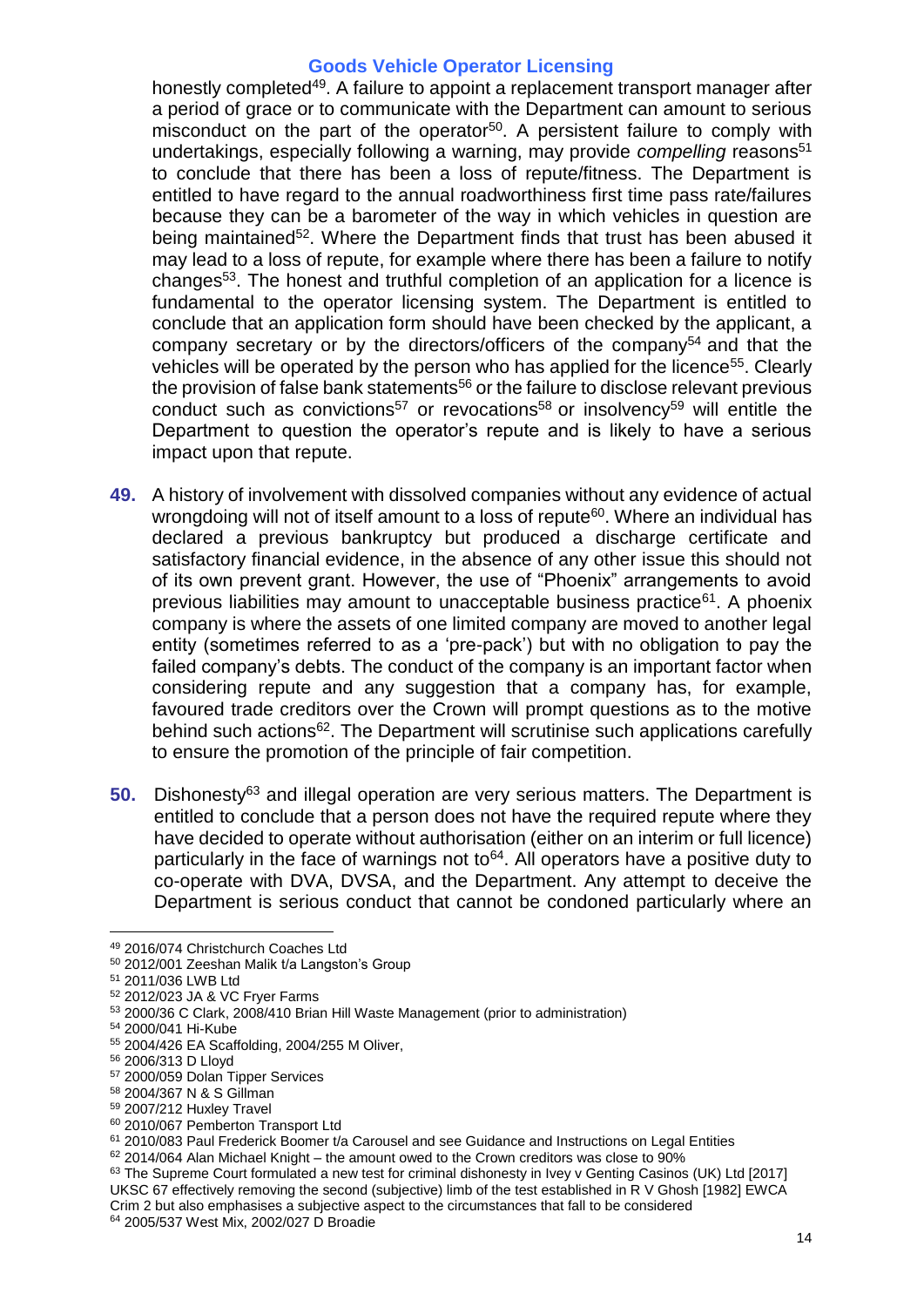honestly completed[49]. A failure to appoint a replacement transport manager after a period of grace or to communicate with the Department can amount to serious misconduct on the part of the operator[50]. A persistent failure to comply with undertakings, especially following a warning, may provide *compelling* reasons[51] to conclude that there has been a loss of repute/fitness. The Department is entitled to have regard to the annual roadworthiness first time pass rate/failures because they can be a barometer of the way in which vehicles in question are being maintained[52]. Where the Department finds that trust has been abused it may lead to a loss of repute, for example where there has been a failure to notify changes[53]. The honest and truthful completion of an application for a licence is fundamental to the operator licensing system. The Department is entitled to conclude that an application form should have been checked by the applicant, a company secretary or by the directors/officers of the company[54] and that the vehicles will be operated by the person who has applied for the licence[55]. Clearly the provision of false bank statements[56] or the failure to disclose relevant previous conduct such as convictions[57] or revocations[58] or insolvency[59] will entitle the Department to question the operator's repute and is likely to have a serious impact upon that repute.

**49.** A history of involvement with dissolved companies without any evidence of actual wrongdoing will not of itself amount to a loss of repute[60]. Where an individual has declared a previous bankruptcy but produced a discharge certificate and satisfactory financial evidence, in the absence of any other issue this should not of its own prevent grant. However, the use of "Phoenix" arrangements to avoid previous liabilities may amount to unacceptable business practice[61]. A phoenix company is where the assets of one limited company are moved to another legal entity (sometimes referred to as a 'pre-pack') but with no obligation to pay the failed company's debts. The conduct of the company is an important factor when considering repute and any suggestion that a company has, for example, favoured trade creditors over the Crown will prompt questions as to the motive behind such actions[62]. The Department will scrutinise such applications carefully to ensure the promotion of the principle of fair competition.

**50.** Dishonesty[63] and illegal operation are very serious matters. The Department is entitled to conclude that a person does not have the required repute where they have decided to operate without authorisation (either on an interim or full licence) particularly in the face of warnings not to[64]. All operators have a positive duty to co-operate with DVA, DVSA, and the Department. Any attempt to deceive the Department is serious conduct that cannot be condoned particularly where an

---

[49] 2016/074 Christchurch Coaches Ltd
[50] 2012/001 Zeeshan Malik t/a Langston's Group
[51] 2011/036 LWB Ltd
[52] 2012/023 JA & VC Fryer Farms
[53] 2000/36 C Clark, 2008/410 Brian Hill Waste Management (prior to administration)
[54] 2000/041 Hi-Kube
[55] 2004/426 EA Scaffolding, 2004/255 M Oliver,
[56] 2006/313 D Lloyd
[57] 2000/059 Dolan Tipper Services
[58] 2004/367 N & S Gillman
[59] 2007/212 Huxley Travel
[60] 2010/067 Pemberton Transport Ltd
[61] 2010/083 Paul Frederick Boomer t/a Carousel and see Guidance and Instructions on Legal Entities
[62] 2014/064 Alan Michael Knight – the amount owed to the Crown creditors was close to 90%
[63] The Supreme Court formulated a new test for criminal dishonesty in Ivey v Genting Casinos (UK) Ltd [2017] UKSC 67 effectively removing the second (subjective) limb of the test established in R V Ghosh [1982] EWCA Crim 2 but also emphasises a subjective aspect to the circumstances that fall to be considered
[64] 2005/537 West Mix, 2002/027 D Broadie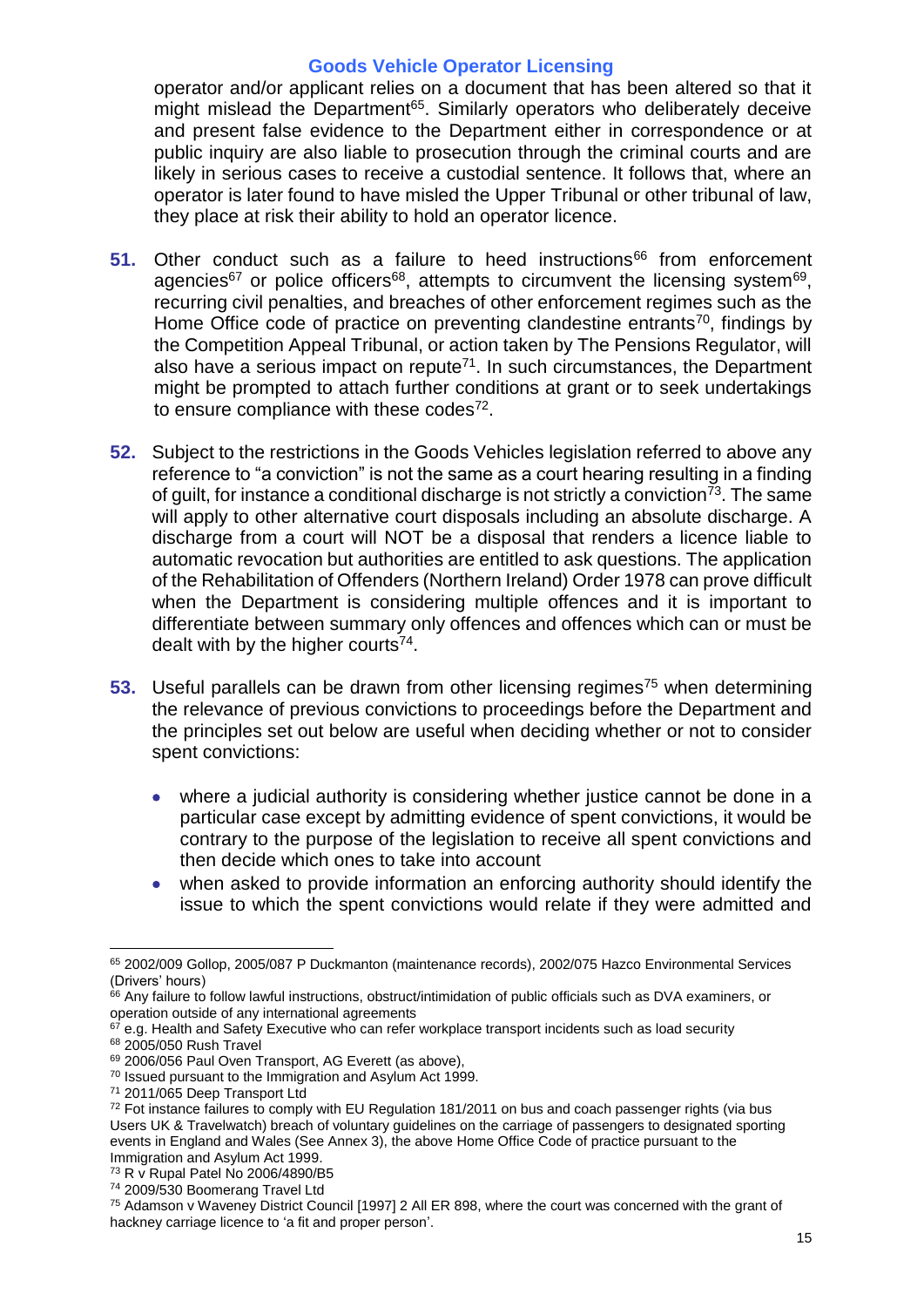operator and/or applicant relies on a document that has been altered so that it might mislead the Department[65]. Similarly operators who deliberately deceive and present false evidence to the Department either in correspondence or at public inquiry are also liable to prosecution through the criminal courts and are likely in serious cases to receive a custodial sentence. It follows that, where an operator is later found to have misled the Upper Tribunal or other tribunal of law, they place at risk their ability to hold an operator licence.

**51.** Other conduct such as a failure to heed instructions[66] from enforcement agencies[67] or police officers[68], attempts to circumvent the licensing system[69], recurring civil penalties, and breaches of other enforcement regimes such as the Home Office code of practice on preventing clandestine entrants[70], findings by the Competition Appeal Tribunal, or action taken by The Pensions Regulator, will also have a serious impact on repute[71]. In such circumstances, the Department might be prompted to attach further conditions at grant or to seek undertakings to ensure compliance with these codes[72].

**52.** Subject to the restrictions in the Goods Vehicles legislation referred to above any reference to "a conviction" is not the same as a court hearing resulting in a finding of guilt, for instance a conditional discharge is not strictly a conviction[73]. The same will apply to other alternative court disposals including an absolute discharge. A discharge from a court will NOT be a disposal that renders a licence liable to automatic revocation but authorities are entitled to ask questions. The application of the Rehabilitation of Offenders (Northern Ireland) Order 1978 can prove difficult when the Department is considering multiple offences and it is important to differentiate between summary only offences and offences which can or must be dealt with by the higher courts[74].

**53.** Useful parallels can be drawn from other licensing regimes[75] when determining the relevance of previous convictions to proceedings before the Department and the principles set out below are useful when deciding whether or not to consider spent convictions:

- where a judicial authority is considering whether justice cannot be done in a particular case except by admitting evidence of spent convictions, it would be contrary to the purpose of the legislation to receive all spent convictions and then decide which ones to take into account
- when asked to provide information an enforcing authority should identify the issue to which the spent convictions would relate if they were admitted and

---

[65] 2002/009 Gollop, 2005/087 P Duckmanton (maintenance records), 2002/075 Hazco Environmental Services (Drivers' hours)

[66] Any failure to follow lawful instructions, obstruct/intimidation of public officials such as DVA examiners, or operation outside of any international agreements

[67] e.g. Health and Safety Executive who can refer workplace transport incidents such as load security

[68] 2005/050 Rush Travel

[69] 2006/056 Paul Oven Transport, AG Everett (as above),

[70] Issued pursuant to the Immigration and Asylum Act 1999.

[71] 2011/065 Deep Transport Ltd

[72] Fot instance failures to comply with EU Regulation 181/2011 on bus and coach passenger rights (via bus Users UK & Travelwatch) breach of voluntary guidelines on the carriage of passengers to designated sporting events in England and Wales (See Annex 3), the above Home Office Code of practice pursuant to the Immigration and Asylum Act 1999.

[73] R v Rupal Patel No 2006/4890/B5

[74] 2009/530 Boomerang Travel Ltd

[75] Adamson v Waveney District Council [1997] 2 All ER 898, where the court was concerned with the grant of hackney carriage licence to 'a fit and proper person'.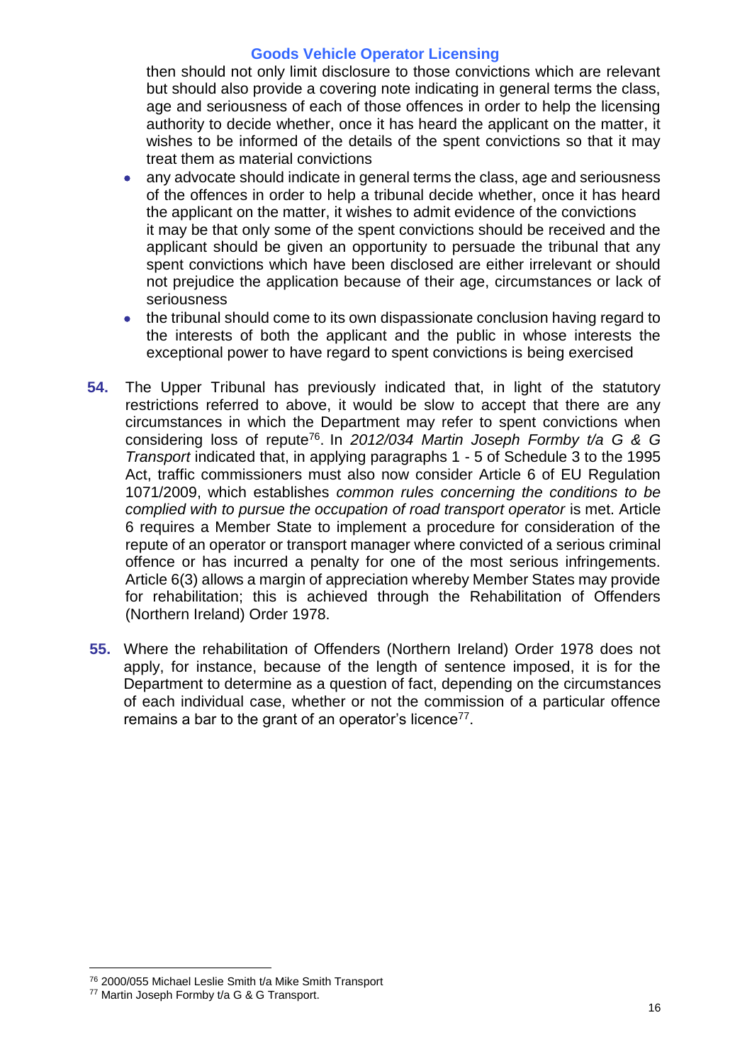then should not only limit disclosure to those convictions which are relevant but should also provide a covering note indicating in general terms the class, age and seriousness of each of those offences in order to help the licensing authority to decide whether, once it has heard the applicant on the matter, it wishes to be informed of the details of the spent convictions so that it may treat them as material convictions

- any advocate should indicate in general terms the class, age and seriousness of the offences in order to help a tribunal decide whether, once it has heard the applicant on the matter, it wishes to admit evidence of the convictions
  it may be that only some of the spent convictions should be received and the applicant should be given an opportunity to persuade the tribunal that any spent convictions which have been disclosed are either irrelevant or should not prejudice the application because of their age, circumstances or lack of seriousness
- the tribunal should come to its own dispassionate conclusion having regard to the interests of both the applicant and the public in whose interests the exceptional power to have regard to spent convictions is being exercised

**54.** The Upper Tribunal has previously indicated that, in light of the statutory restrictions referred to above, it would be slow to accept that there are any circumstances in which the Department may refer to spent convictions when considering loss of repute[76]. In *2012/034 Martin Joseph Formby t/a G & G Transport* indicated that, in applying paragraphs 1 - 5 of Schedule 3 to the 1995 Act, traffic commissioners must also now consider Article 6 of EU Regulation 1071/2009, which establishes *common rules concerning the conditions to be complied with to pursue the occupation of road transport operator* is met. Article 6 requires a Member State to implement a procedure for consideration of the repute of an operator or transport manager where convicted of a serious criminal offence or has incurred a penalty for one of the most serious infringements. Article 6(3) allows a margin of appreciation whereby Member States may provide for rehabilitation; this is achieved through the Rehabilitation of Offenders (Northern Ireland) Order 1978.

**55.** Where the rehabilitation of Offenders (Northern Ireland) Order 1978 does not apply, for instance, because of the length of sentence imposed, it is for the Department to determine as a question of fact, depending on the circumstances of each individual case, whether or not the commission of a particular offence remains a bar to the grant of an operator's licence[77].

---

[76] 2000/055 Michael Leslie Smith t/a Mike Smith Transport

[77] Martin Joseph Formby t/a G & G Transport.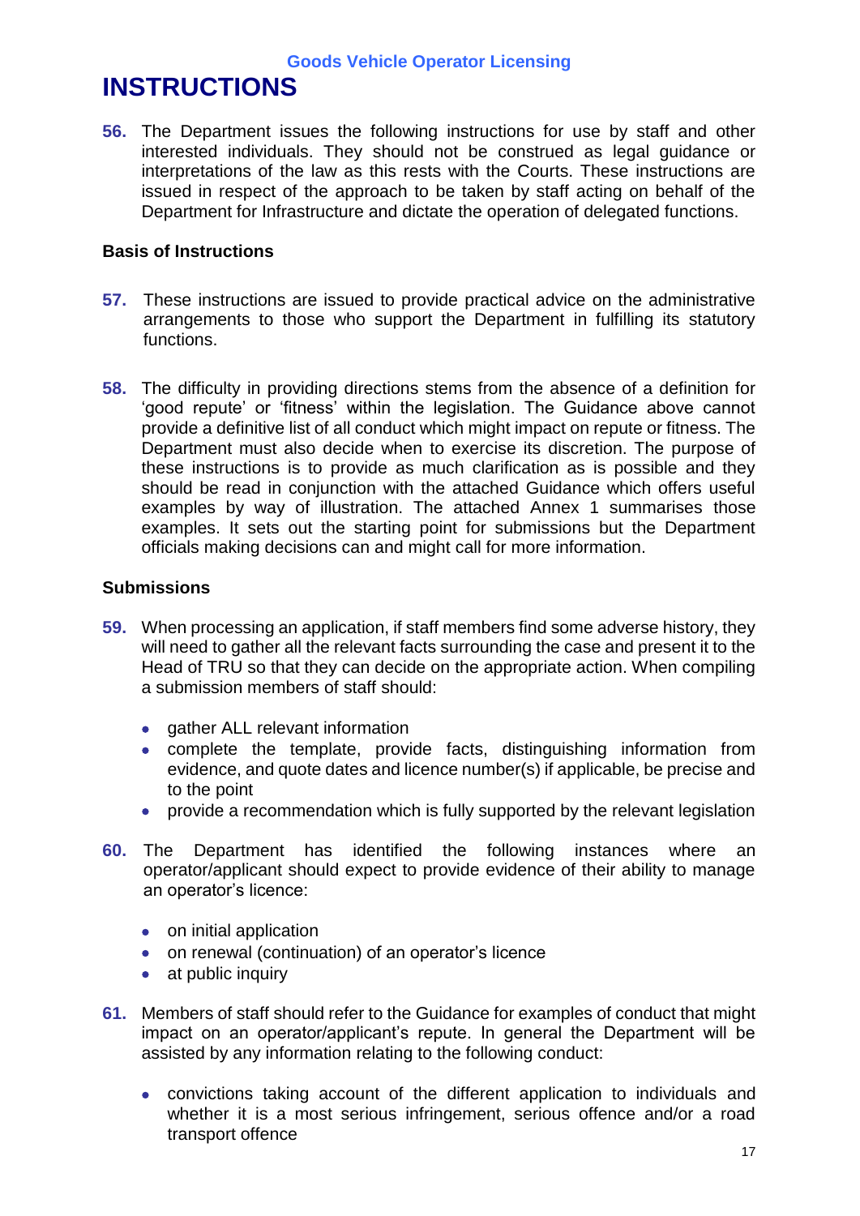# INSTRUCTIONS

**56.** The Department issues the following instructions for use by staff and other interested individuals. They should not be construed as legal guidance or interpretations of the law as this rests with the Courts. These instructions are issued in respect of the approach to be taken by staff acting on behalf of the Department for Infrastructure and dictate the operation of delegated functions.

## Basis of Instructions

**57.** These instructions are issued to provide practical advice on the administrative arrangements to those who support the Department in fulfilling its statutory functions.

**58.** The difficulty in providing directions stems from the absence of a definition for 'good repute' or 'fitness' within the legislation. The Guidance above cannot provide a definitive list of all conduct which might impact on repute or fitness. The Department must also decide when to exercise its discretion. The purpose of these instructions is to provide as much clarification as is possible and they should be read in conjunction with the attached Guidance which offers useful examples by way of illustration. The attached Annex 1 summarises those examples. It sets out the starting point for submissions but the Department officials making decisions can and might call for more information.

## Submissions

**59.** When processing an application, if staff members find some adverse history, they will need to gather all the relevant facts surrounding the case and present it to the Head of TRU so that they can decide on the appropriate action. When compiling a submission members of staff should:

- gather ALL relevant information
- complete the template, provide facts, distinguishing information from evidence, and quote dates and licence number(s) if applicable, be precise and to the point
- provide a recommendation which is fully supported by the relevant legislation

**60.** The Department has identified the following instances where an operator/applicant should expect to provide evidence of their ability to manage an operator's licence:

- on initial application
- on renewal (continuation) of an operator's licence
- at public inquiry

**61.** Members of staff should refer to the Guidance for examples of conduct that might impact on an operator/applicant's repute. In general the Department will be assisted by any information relating to the following conduct:

- convictions taking account of the different application to individuals and whether it is a most serious infringement, serious offence and/or a road transport offence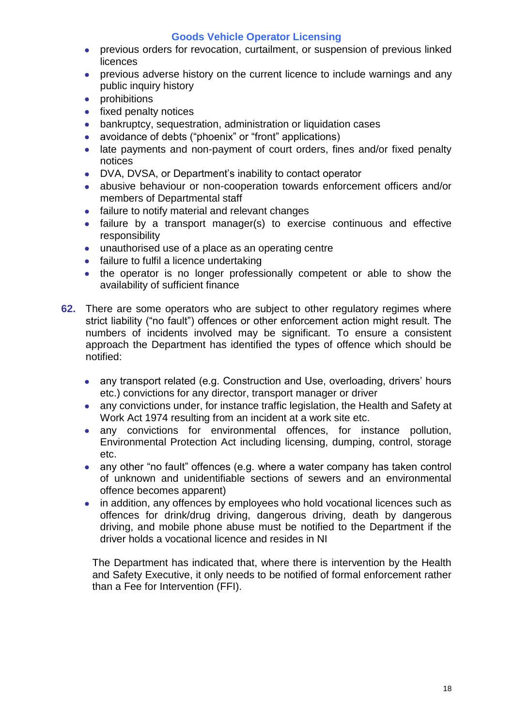- previous orders for revocation, curtailment, or suspension of previous linked licences
- previous adverse history on the current licence to include warnings and any public inquiry history
- prohibitions
- fixed penalty notices
- bankruptcy, sequestration, administration or liquidation cases
- avoidance of debts ("phoenix" or "front" applications)
- late payments and non-payment of court orders, fines and/or fixed penalty notices
- DVA, DVSA, or Department's inability to contact operator
- abusive behaviour or non-cooperation towards enforcement officers and/or members of Departmental staff
- failure to notify material and relevant changes
- failure by a transport manager(s) to exercise continuous and effective responsibility
- unauthorised use of a place as an operating centre
- failure to fulfil a licence undertaking
- the operator is no longer professionally competent or able to show the availability of sufficient finance

**62.** There are some operators who are subject to other regulatory regimes where strict liability ("no fault") offences or other enforcement action might result. The numbers of incidents involved may be significant. To ensure a consistent approach the Department has identified the types of offence which should be notified:

- any transport related (e.g. Construction and Use, overloading, drivers' hours etc.) convictions for any director, transport manager or driver
- any convictions under, for instance traffic legislation, the Health and Safety at Work Act 1974 resulting from an incident at a work site etc.
- any convictions for environmental offences, for instance pollution, Environmental Protection Act including licensing, dumping, control, storage etc.
- any other "no fault" offences (e.g. where a water company has taken control of unknown and unidentifiable sections of sewers and an environmental offence becomes apparent)
- in addition, any offences by employees who hold vocational licences such as offences for drink/drug driving, dangerous driving, death by dangerous driving, and mobile phone abuse must be notified to the Department if the driver holds a vocational licence and resides in NI

The Department has indicated that, where there is intervention by the Health and Safety Executive, it only needs to be notified of formal enforcement rather than a Fee for Intervention (FFI).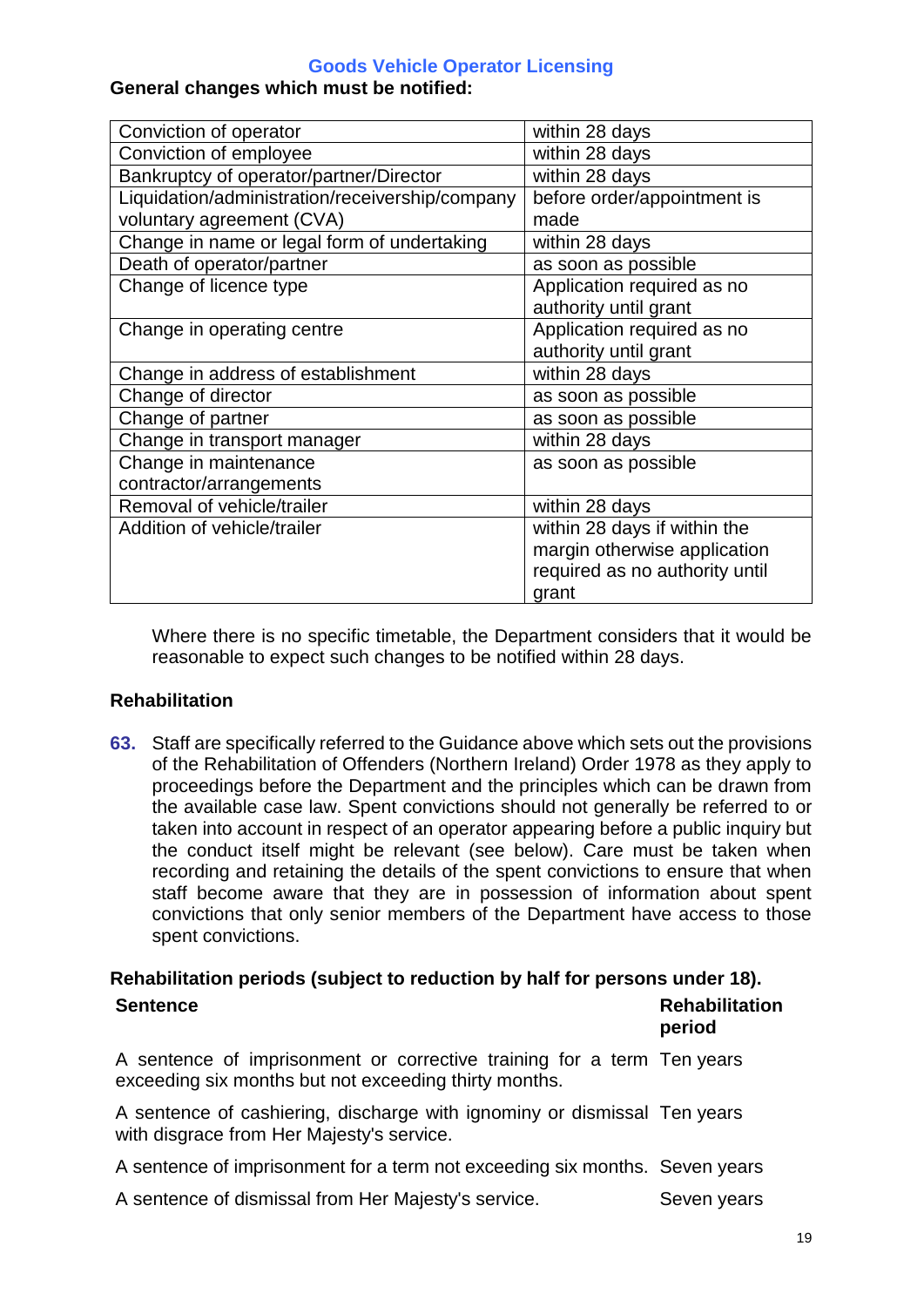**General changes which must be notified:**

| Change | Notification |
|---|---|
| Conviction of operator | within 28 days |
| Conviction of employee | within 28 days |
| Bankruptcy of operator/partner/Director | within 28 days |
| Liquidation/administration/receivership/company voluntary agreement (CVA) | before order/appointment is made |
| Change in name or legal form of undertaking | within 28 days |
| Death of operator/partner | as soon as possible |
| Change of licence type | Application required as no authority until grant |
| Change in operating centre | Application required as no authority until grant |
| Change in address of establishment | within 28 days |
| Change of director | as soon as possible |
| Change of partner | as soon as possible |
| Change in transport manager | within 28 days |
| Change in maintenance contractor/arrangements | as soon as possible |
| Removal of vehicle/trailer | within 28 days |
| Addition of vehicle/trailer | within 28 days if within the margin otherwise application required as no authority until grant |

Where there is no specific timetable, the Department considers that it would be reasonable to expect such changes to be notified within 28 days.

**Rehabilitation**

**63.** Staff are specifically referred to the Guidance above which sets out the provisions of the Rehabilitation of Offenders (Northern Ireland) Order 1978 as they apply to proceedings before the Department and the principles which can be drawn from the available case law. Spent convictions should not generally be referred to or taken into account in respect of an operator appearing before a public inquiry but the conduct itself might be relevant (see below). Care must be taken when recording and retaining the details of the spent convictions to ensure that when staff become aware that they are in possession of information about spent convictions that only senior members of the Department have access to those spent convictions.

**Rehabilitation periods (subject to reduction by half for persons under 18).**

| Sentence | Rehabilitation period |
|---|---|
| A sentence of imprisonment or corrective training for a term exceeding six months but not exceeding thirty months. | Ten years |
| A sentence of cashiering, discharge with ignominy or dismissal with disgrace from Her Majesty's service. | Ten years |
| A sentence of imprisonment for a term not exceeding six months. | Seven years |
| A sentence of dismissal from Her Majesty's service. | Seven years |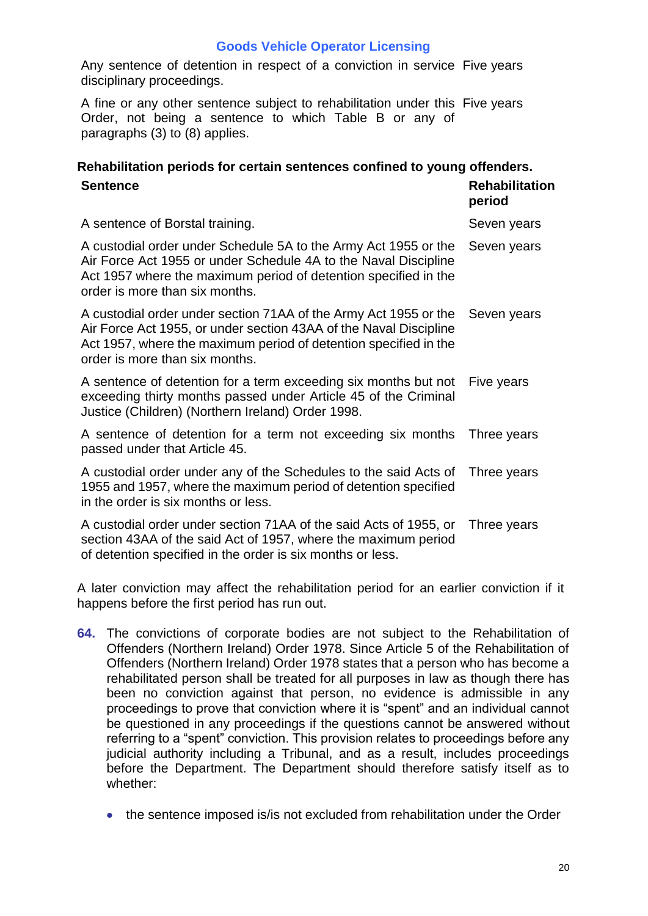| | |
|---|---|
| Any sentence of detention in respect of a conviction in service disciplinary proceedings. | Five years |
| A fine or any other sentence subject to rehabilitation under this Order, not being a sentence to which Table B or any of paragraphs (3) to (8) applies. | Five years |

**Rehabilitation periods for certain sentences confined to young offenders.**

| Sentence | Rehabilitation period |
|---|---|
| A sentence of Borstal training. | Seven years |
| A custodial order under Schedule 5A to the Army Act 1955 or the Air Force Act 1955 or under Schedule 4A to the Naval Discipline Act 1957 where the maximum period of detention specified in the order is more than six months. | Seven years |
| A custodial order under section 71AA of the Army Act 1955 or the Air Force Act 1955, or under section 43AA of the Naval Discipline Act 1957, where the maximum period of detention specified in the order is more than six months. | Seven years |
| A sentence of detention for a term exceeding six months but not exceeding thirty months passed under Article 45 of the Criminal Justice (Children) (Northern Ireland) Order 1998. | Five years |
| A sentence of detention for a term not exceeding six months passed under that Article 45. | Three years |
| A custodial order under any of the Schedules to the said Acts of 1955 and 1957, where the maximum period of detention specified in the order is six months or less. | Three years |
| A custodial order under section 71AA of the said Acts of 1955, or section 43AA of the said Act of 1957, where the maximum period of detention specified in the order is six months or less. | Three years |

A later conviction may affect the rehabilitation period for an earlier conviction if it happens before the first period has run out.

**64.** The convictions of corporate bodies are not subject to the Rehabilitation of Offenders (Northern Ireland) Order 1978. Since Article 5 of the Rehabilitation of Offenders (Northern Ireland) Order 1978 states that a person who has become a rehabilitated person shall be treated for all purposes in law as though there has been no conviction against that person, no evidence is admissible in any proceedings to prove that conviction where it is "spent" and an individual cannot be questioned in any proceedings if the questions cannot be answered without referring to a "spent" conviction. This provision relates to proceedings before any judicial authority including a Tribunal, and as a result, includes proceedings before the Department. The Department should therefore satisfy itself as to whether:

- the sentence imposed is/is not excluded from rehabilitation under the Order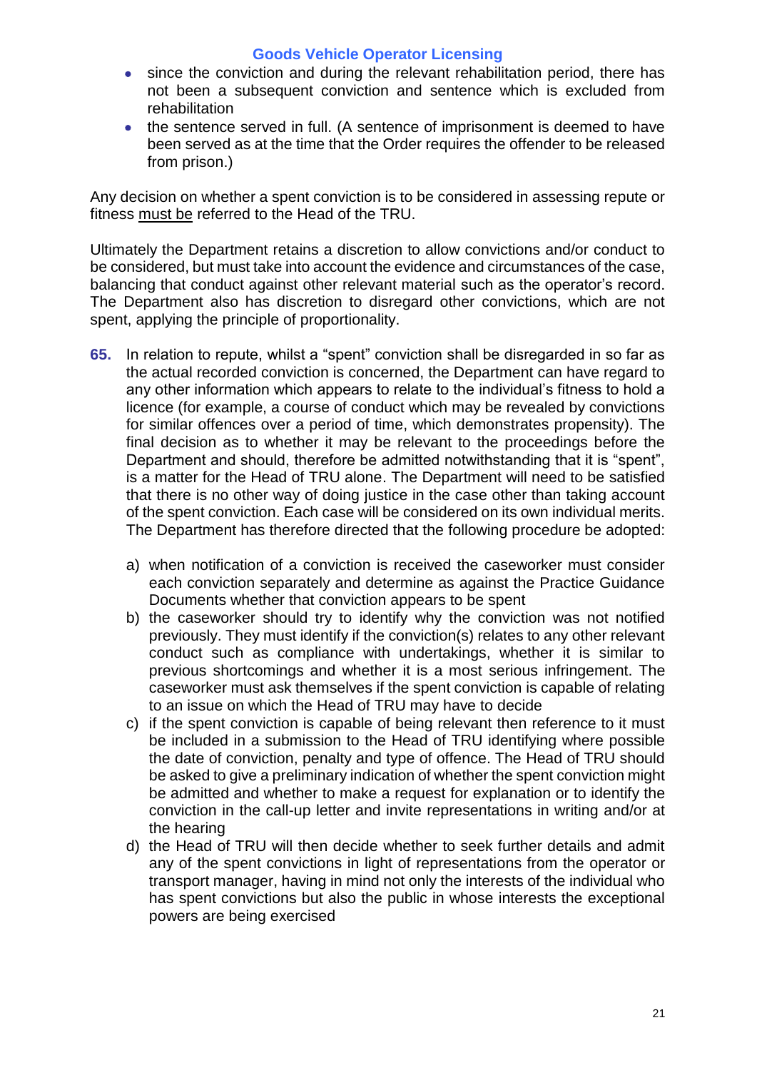- since the conviction and during the relevant rehabilitation period, there has not been a subsequent conviction and sentence which is excluded from rehabilitation
- the sentence served in full. (A sentence of imprisonment is deemed to have been served as at the time that the Order requires the offender to be released from prison.)

Any decision on whether a spent conviction is to be considered in assessing repute or fitness <u>must be</u> referred to the Head of the TRU.

Ultimately the Department retains a discretion to allow convictions and/or conduct to be considered, but must take into account the evidence and circumstances of the case, balancing that conduct against other relevant material such as the operator's record. The Department also has discretion to disregard other convictions, which are not spent, applying the principle of proportionality.

**65.** In relation to repute, whilst a "spent" conviction shall be disregarded in so far as the actual recorded conviction is concerned, the Department can have regard to any other information which appears to relate to the individual's fitness to hold a licence (for example, a course of conduct which may be revealed by convictions for similar offences over a period of time, which demonstrates propensity). The final decision as to whether it may be relevant to the proceedings before the Department and should, therefore be admitted notwithstanding that it is "spent", is a matter for the Head of TRU alone. The Department will need to be satisfied that there is no other way of doing justice in the case other than taking account of the spent conviction. Each case will be considered on its own individual merits. The Department has therefore directed that the following procedure be adopted:

a) when notification of a conviction is received the caseworker must consider each conviction separately and determine as against the Practice Guidance Documents whether that conviction appears to be spent
b) the caseworker should try to identify why the conviction was not notified previously. They must identify if the conviction(s) relates to any other relevant conduct such as compliance with undertakings, whether it is similar to previous shortcomings and whether it is a most serious infringement. The caseworker must ask themselves if the spent conviction is capable of relating to an issue on which the Head of TRU may have to decide
c) if the spent conviction is capable of being relevant then reference to it must be included in a submission to the Head of TRU identifying where possible the date of conviction, penalty and type of offence. The Head of TRU should be asked to give a preliminary indication of whether the spent conviction might be admitted and whether to make a request for explanation or to identify the conviction in the call-up letter and invite representations in writing and/or at the hearing
d) the Head of TRU will then decide whether to seek further details and admit any of the spent convictions in light of representations from the operator or transport manager, having in mind not only the interests of the individual who has spent convictions but also the public in whose interests the exceptional powers are being exercised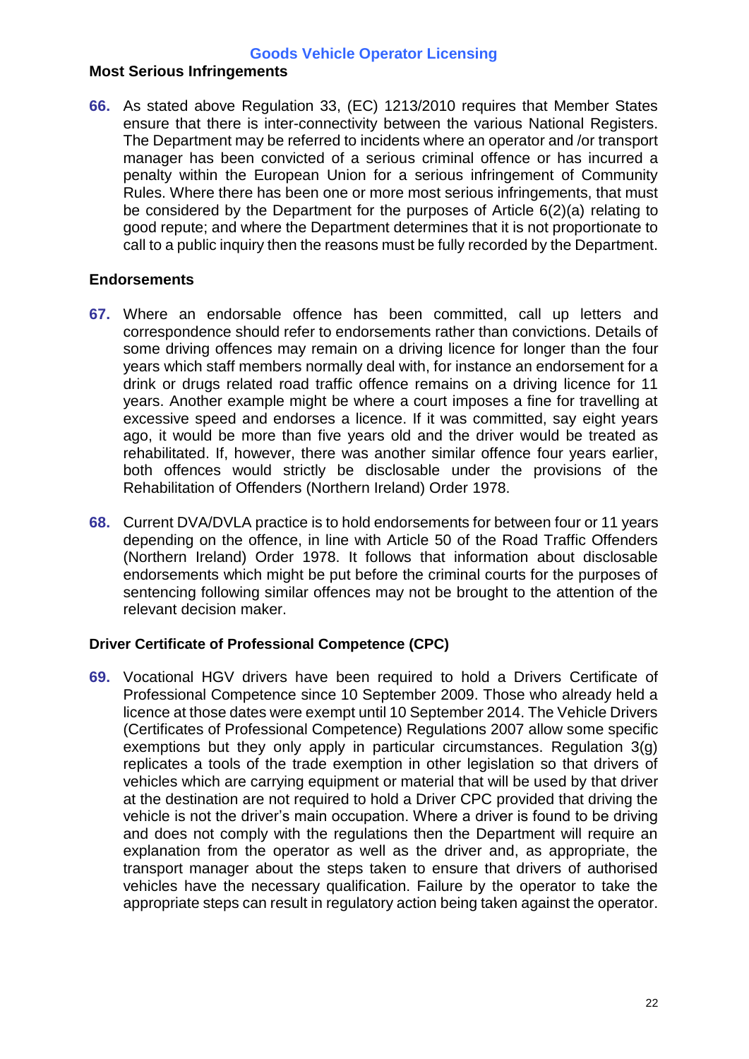## Most Serious Infringements

**66.** As stated above Regulation 33, (EC) 1213/2010 requires that Member States ensure that there is inter-connectivity between the various National Registers. The Department may be referred to incidents where an operator and /or transport manager has been convicted of a serious criminal offence or has incurred a penalty within the European Union for a serious infringement of Community Rules. Where there has been one or more most serious infringements, that must be considered by the Department for the purposes of Article 6(2)(a) relating to good repute; and where the Department determines that it is not proportionate to call to a public inquiry then the reasons must be fully recorded by the Department.

## Endorsements

**67.** Where an endorsable offence has been committed, call up letters and correspondence should refer to endorsements rather than convictions. Details of some driving offences may remain on a driving licence for longer than the four years which staff members normally deal with, for instance an endorsement for a drink or drugs related road traffic offence remains on a driving licence for 11 years. Another example might be where a court imposes a fine for travelling at excessive speed and endorses a licence. If it was committed, say eight years ago, it would be more than five years old and the driver would be treated as rehabilitated. If, however, there was another similar offence four years earlier, both offences would strictly be disclosable under the provisions of the Rehabilitation of Offenders (Northern Ireland) Order 1978.

**68.** Current DVA/DVLA practice is to hold endorsements for between four or 11 years depending on the offence, in line with Article 50 of the Road Traffic Offenders (Northern Ireland) Order 1978. It follows that information about disclosable endorsements which might be put before the criminal courts for the purposes of sentencing following similar offences may not be brought to the attention of the relevant decision maker.

## Driver Certificate of Professional Competence (CPC)

**69.** Vocational HGV drivers have been required to hold a Drivers Certificate of Professional Competence since 10 September 2009. Those who already held a licence at those dates were exempt until 10 September 2014. The Vehicle Drivers (Certificates of Professional Competence) Regulations 2007 allow some specific exemptions but they only apply in particular circumstances. Regulation 3(g) replicates a tools of the trade exemption in other legislation so that drivers of vehicles which are carrying equipment or material that will be used by that driver at the destination are not required to hold a Driver CPC provided that driving the vehicle is not the driver's main occupation. Where a driver is found to be driving and does not comply with the regulations then the Department will require an explanation from the operator as well as the driver and, as appropriate, the transport manager about the steps taken to ensure that drivers of authorised vehicles have the necessary qualification. Failure by the operator to take the appropriate steps can result in regulatory action being taken against the operator.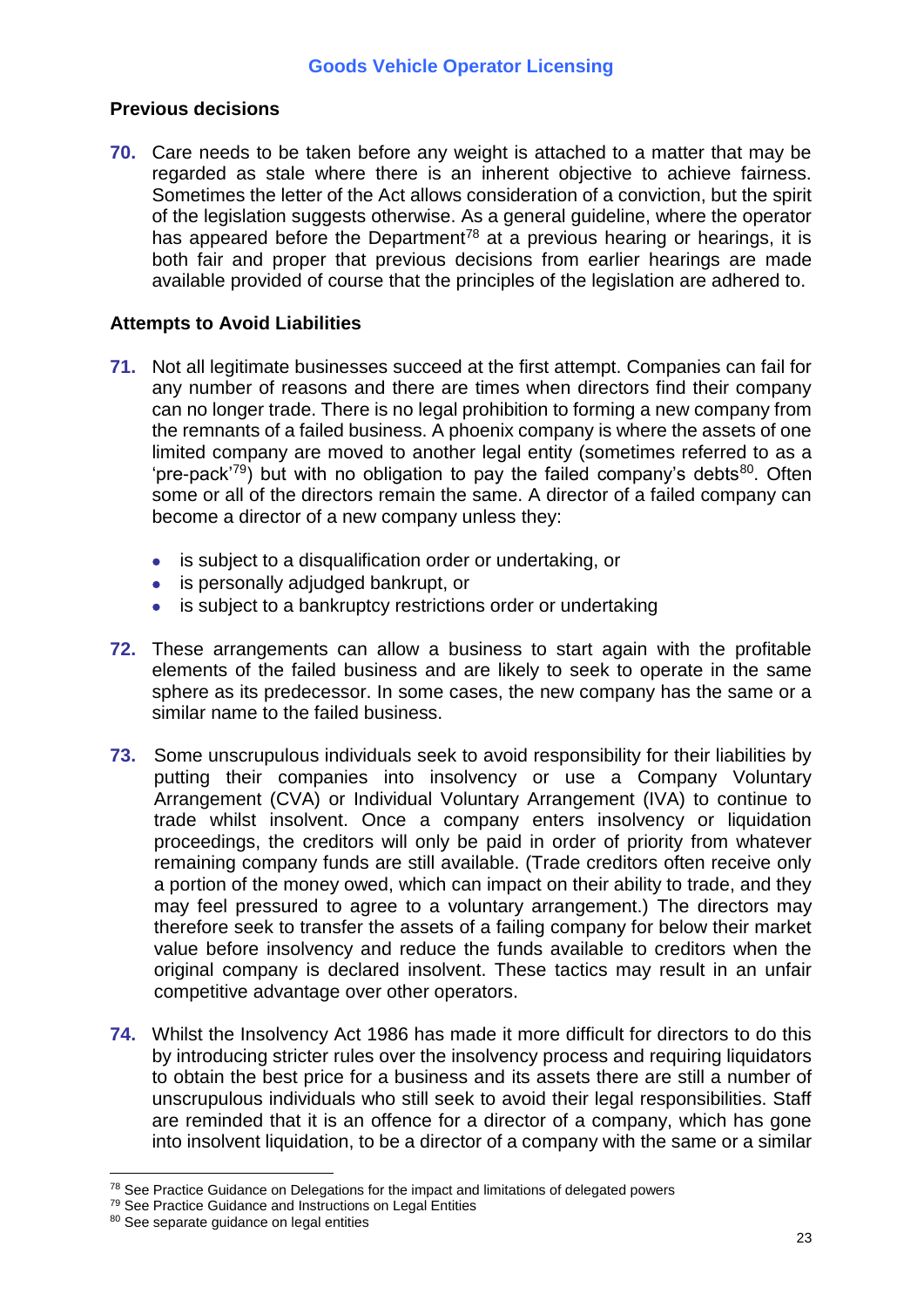## Previous decisions

**70.** Care needs to be taken before any weight is attached to a matter that may be regarded as stale where there is an inherent objective to achieve fairness. Sometimes the letter of the Act allows consideration of a conviction, but the spirit of the legislation suggests otherwise. As a general guideline, where the operator has appeared before the Department[78] at a previous hearing or hearings, it is both fair and proper that previous decisions from earlier hearings are made available provided of course that the principles of the legislation are adhered to.

## Attempts to Avoid Liabilities

**71.** Not all legitimate businesses succeed at the first attempt. Companies can fail for any number of reasons and there are times when directors find their company can no longer trade. There is no legal prohibition to forming a new company from the remnants of a failed business. A phoenix company is where the assets of one limited company are moved to another legal entity (sometimes referred to as a 'pre-pack'[79]) but with no obligation to pay the failed company's debts[80]. Often some or all of the directors remain the same. A director of a failed company can become a director of a new company unless they:

- is subject to a disqualification order or undertaking, or
- is personally adjudged bankrupt, or
- is subject to a bankruptcy restrictions order or undertaking

**72.** These arrangements can allow a business to start again with the profitable elements of the failed business and are likely to seek to operate in the same sphere as its predecessor. In some cases, the new company has the same or a similar name to the failed business.

**73.** Some unscrupulous individuals seek to avoid responsibility for their liabilities by putting their companies into insolvency or use a Company Voluntary Arrangement (CVA) or Individual Voluntary Arrangement (IVA) to continue to trade whilst insolvent. Once a company enters insolvency or liquidation proceedings, the creditors will only be paid in order of priority from whatever remaining company funds are still available. (Trade creditors often receive only a portion of the money owed, which can impact on their ability to trade, and they may feel pressured to agree to a voluntary arrangement.) The directors may therefore seek to transfer the assets of a failing company for below their market value before insolvency and reduce the funds available to creditors when the original company is declared insolvent. These tactics may result in an unfair competitive advantage over other operators.

**74.** Whilst the Insolvency Act 1986 has made it more difficult for directors to do this by introducing stricter rules over the insolvency process and requiring liquidators to obtain the best price for a business and its assets there are still a number of unscrupulous individuals who still seek to avoid their legal responsibilities. Staff are reminded that it is an offence for a director of a company, which has gone into insolvent liquidation, to be a director of a company with the same or a similar

---

[78] See Practice Guidance on Delegations for the impact and limitations of delegated powers

[79] See Practice Guidance and Instructions on Legal Entities

[80] See separate guidance on legal entities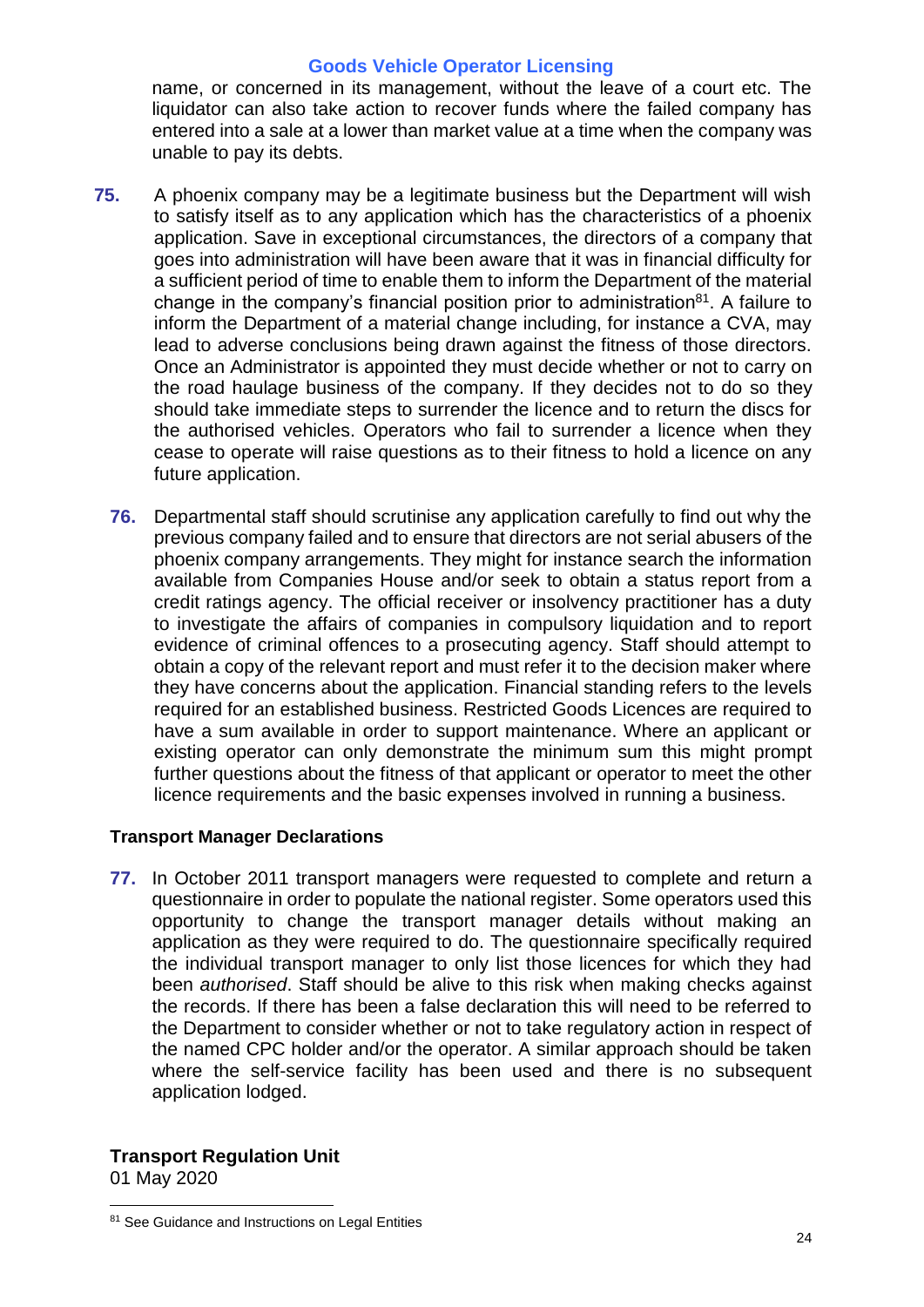name, or concerned in its management, without the leave of a court etc. The liquidator can also take action to recover funds where the failed company has entered into a sale at a lower than market value at a time when the company was unable to pay its debts.

**75.** A phoenix company may be a legitimate business but the Department will wish to satisfy itself as to any application which has the characteristics of a phoenix application. Save in exceptional circumstances, the directors of a company that goes into administration will have been aware that it was in financial difficulty for a sufficient period of time to enable them to inform the Department of the material change in the company's financial position prior to administration[81]. A failure to inform the Department of a material change including, for instance a CVA, may lead to adverse conclusions being drawn against the fitness of those directors. Once an Administrator is appointed they must decide whether or not to carry on the road haulage business of the company. If they decides not to do so they should take immediate steps to surrender the licence and to return the discs for the authorised vehicles. Operators who fail to surrender a licence when they cease to operate will raise questions as to their fitness to hold a licence on any future application.

**76.** Departmental staff should scrutinise any application carefully to find out why the previous company failed and to ensure that directors are not serial abusers of the phoenix company arrangements. They might for instance search the information available from Companies House and/or seek to obtain a status report from a credit ratings agency. The official receiver or insolvency practitioner has a duty to investigate the affairs of companies in compulsory liquidation and to report evidence of criminal offences to a prosecuting agency. Staff should attempt to obtain a copy of the relevant report and must refer it to the decision maker where they have concerns about the application. Financial standing refers to the levels required for an established business. Restricted Goods Licences are required to have a sum available in order to support maintenance. Where an applicant or existing operator can only demonstrate the minimum sum this might prompt further questions about the fitness of that applicant or operator to meet the other licence requirements and the basic expenses involved in running a business.

### Transport Manager Declarations

**77.** In October 2011 transport managers were requested to complete and return a questionnaire in order to populate the national register. Some operators used this opportunity to change the transport manager details without making an application as they were required to do. The questionnaire specifically required the individual transport manager to only list those licences for which they had been *authorised*. Staff should be alive to this risk when making checks against the records. If there has been a false declaration this will need to be referred to the Department to consider whether or not to take regulatory action in respect of the named CPC holder and/or the operator. A similar approach should be taken where the self-service facility has been used and there is no subsequent application lodged.

**Transport Regulation Unit**
01 May 2020

[81] See Guidance and Instructions on Legal Entities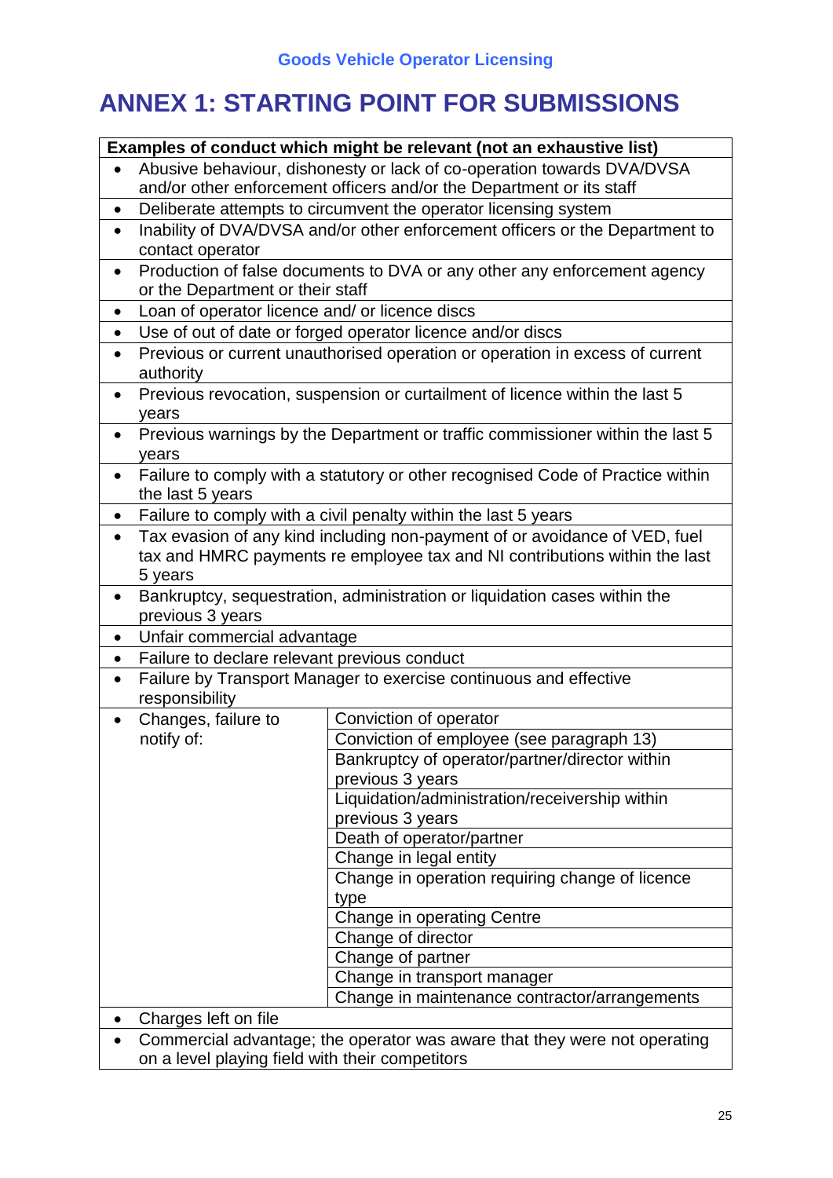# ANNEX 1: STARTING POINT FOR SUBMISSIONS

| Examples of conduct which might be relevant (not an exhaustive list) | |
|---|---|
| • Abusive behaviour, dishonesty or lack of co-operation towards DVA/DVSA and/or other enforcement officers and/or the Department or its staff | |
| • Deliberate attempts to circumvent the operator licensing system | |
| • Inability of DVA/DVSA and/or other enforcement officers or the Department to contact operator | |
| • Production of false documents to DVA or any other any enforcement agency or the Department or their staff | |
| • Loan of operator licence and/ or licence discs | |
| • Use of out of date or forged operator licence and/or discs | |
| • Previous or current unauthorised operation or operation in excess of current authority | |
| • Previous revocation, suspension or curtailment of licence within the last 5 years | |
| • Previous warnings by the Department or traffic commissioner within the last 5 years | |
| • Failure to comply with a statutory or other recognised Code of Practice within the last 5 years | |
| • Failure to comply with a civil penalty within the last 5 years | |
| • Tax evasion of any kind including non-payment of or avoidance of VED, fuel tax and HMRC payments re employee tax and NI contributions within the last 5 years | |
| • Bankruptcy, sequestration, administration or liquidation cases within the previous 3 years | |
| • Unfair commercial advantage | |
| • Failure to declare relevant previous conduct | |
| • Failure by Transport Manager to exercise continuous and effective responsibility | |
| • Changes, failure to notify of: | Conviction of operator |
| | Conviction of employee (see paragraph 13) |
| | Bankruptcy of operator/partner/director within previous 3 years |
| | Liquidation/administration/receivership within previous 3 years |
| | Death of operator/partner |
| | Change in legal entity |
| | Change in operation requiring change of licence type |
| | Change in operating Centre |
| | Change of director |
| | Change of partner |
| | Change in transport manager |
| | Change in maintenance contractor/arrangements |
| • Charges left on file | |
| • Commercial advantage; the operator was aware that they were not operating on a level playing field with their competitors | |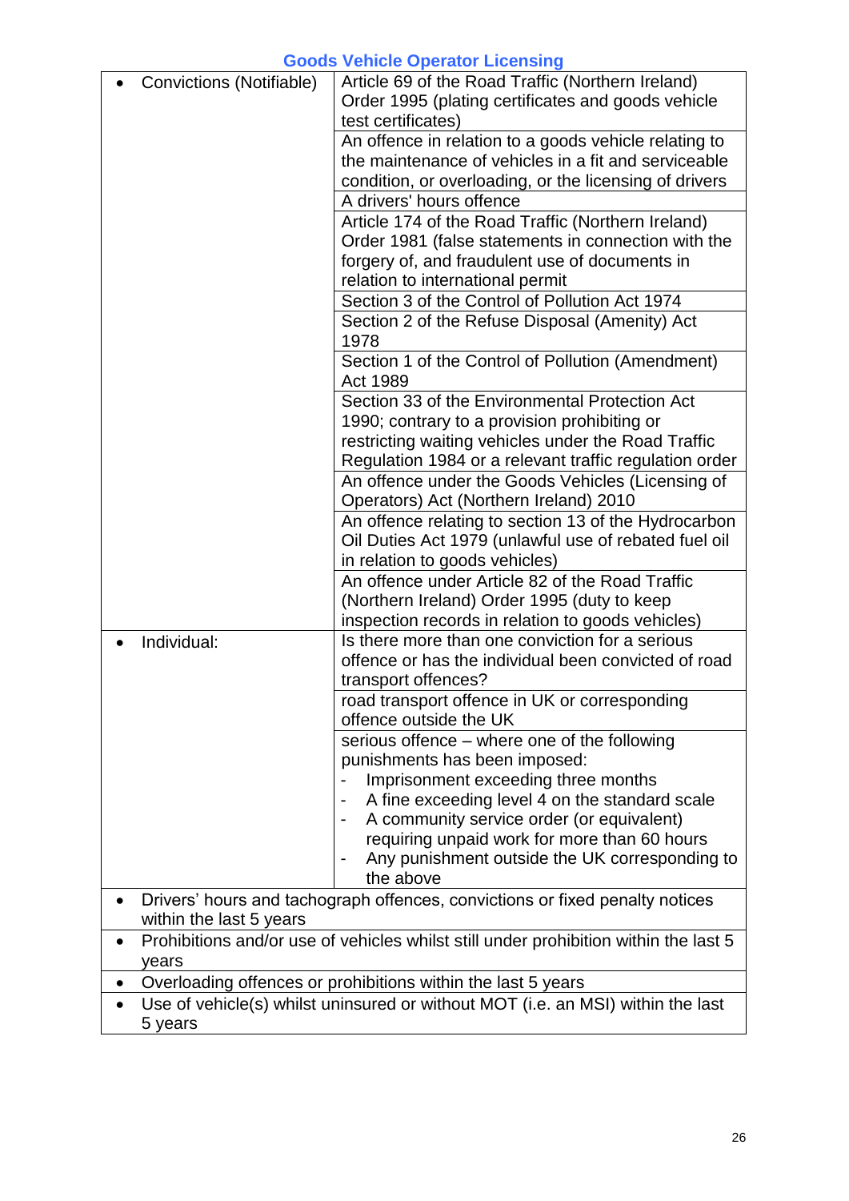| | |
|---|---|
| • Convictions (Notifiable) | Article 69 of the Road Traffic (Northern Ireland) Order 1995 (plating certificates and goods vehicle test certificates) |
| | An offence in relation to a goods vehicle relating to the maintenance of vehicles in a fit and serviceable condition, or overloading, or the licensing of drivers |
| | A drivers' hours offence |
| | Article 174 of the Road Traffic (Northern Ireland) Order 1981 (false statements in connection with the forgery of, and fraudulent use of documents in relation to international permit |
| | Section 3 of the Control of Pollution Act 1974 |
| | Section 2 of the Refuse Disposal (Amenity) Act 1978 |
| | Section 1 of the Control of Pollution (Amendment) Act 1989 |
| | Section 33 of the Environmental Protection Act 1990; contrary to a provision prohibiting or restricting waiting vehicles under the Road Traffic Regulation 1984 or a relevant traffic regulation order |
| | An offence under the Goods Vehicles (Licensing of Operators) Act (Northern Ireland) 2010 |
| | An offence relating to section 13 of the Hydrocarbon Oil Duties Act 1979 (unlawful use of rebated fuel oil in relation to goods vehicles) |
| | An offence under Article 82 of the Road Traffic (Northern Ireland) Order 1995 (duty to keep inspection records in relation to goods vehicles) |
| • Individual: | Is there more than one conviction for a serious offence or has the individual been convicted of road transport offences? |
| | road transport offence in UK or corresponding offence outside the UK |
| | serious offence – where one of the following punishments has been imposed:<br>- Imprisonment exceeding three months<br>- A fine exceeding level 4 on the standard scale<br>- A community service order (or equivalent) requiring unpaid work for more than 60 hours<br>- Any punishment outside the UK corresponding to the above |
| • Drivers' hours and tachograph offences, convictions or fixed penalty notices within the last 5 years | |
| • Prohibitions and/or use of vehicles whilst still under prohibition within the last 5 years | |
| • Overloading offences or prohibitions within the last 5 years | |
| • Use of vehicle(s) whilst uninsured or without MOT (i.e. an MSI) within the last 5 years | |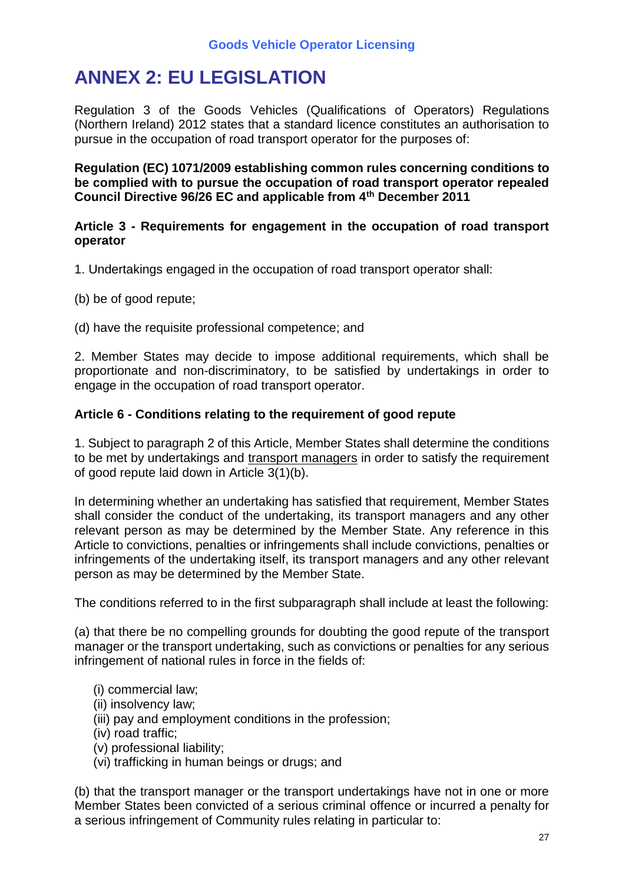# ANNEX 2: EU LEGISLATION

Regulation 3 of the Goods Vehicles (Qualifications of Operators) Regulations (Northern Ireland) 2012 states that a standard licence constitutes an authorisation to pursue in the occupation of road transport operator for the purposes of:

**Regulation (EC) 1071/2009 establishing common rules concerning conditions to be complied with to pursue the occupation of road transport operator repealed Council Directive 96/26 EC and applicable from 4th December 2011**

**Article 3 - Requirements for engagement in the occupation of road transport operator**

1. Undertakings engaged in the occupation of road transport operator shall:

(b) be of good repute;

(d) have the requisite professional competence; and

2. Member States may decide to impose additional requirements, which shall be proportionate and non-discriminatory, to be satisfied by undertakings in order to engage in the occupation of road transport operator.

**Article 6 - Conditions relating to the requirement of good repute**

1. Subject to paragraph 2 of this Article, Member States shall determine the conditions to be met by undertakings and transport managers in order to satisfy the requirement of good repute laid down in Article 3(1)(b).

In determining whether an undertaking has satisfied that requirement, Member States shall consider the conduct of the undertaking, its transport managers and any other relevant person as may be determined by the Member State. Any reference in this Article to convictions, penalties or infringements shall include convictions, penalties or infringements of the undertaking itself, its transport managers and any other relevant person as may be determined by the Member State.

The conditions referred to in the first subparagraph shall include at least the following:

(a) that there be no compelling grounds for doubting the good repute of the transport manager or the transport undertaking, such as convictions or penalties for any serious infringement of national rules in force in the fields of:

- (i) commercial law;
- (ii) insolvency law;
- (iii) pay and employment conditions in the profession;
- (iv) road traffic;
- (v) professional liability;
- (vi) trafficking in human beings or drugs; and

(b) that the transport manager or the transport undertakings have not in one or more Member States been convicted of a serious criminal offence or incurred a penalty for a serious infringement of Community rules relating in particular to: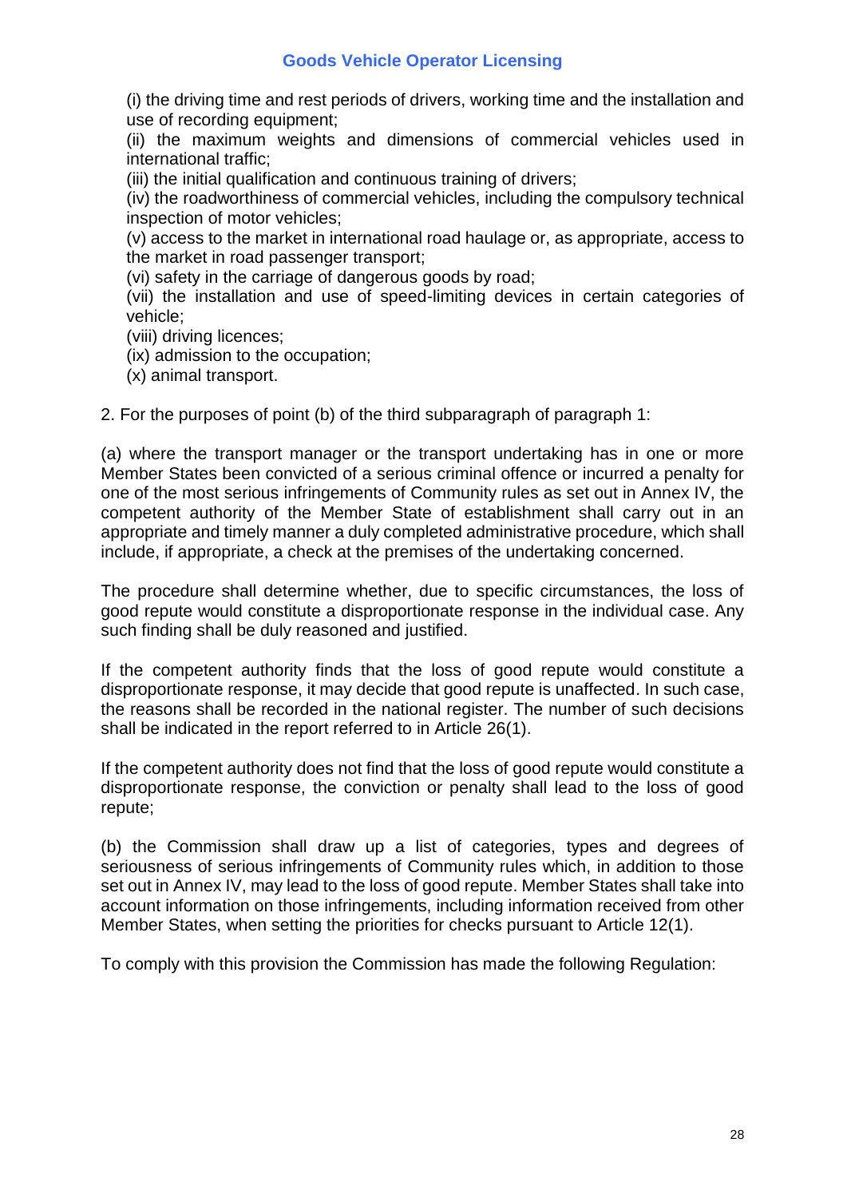(i) the driving time and rest periods of drivers, working time and the installation and use of recording equipment;

(ii) the maximum weights and dimensions of commercial vehicles used in international traffic;

(iii) the initial qualification and continuous training of drivers;

(iv) the roadworthiness of commercial vehicles, including the compulsory technical inspection of motor vehicles;

(v) access to the market in international road haulage or, as appropriate, access to the market in road passenger transport;

(vi) safety in the carriage of dangerous goods by road;

(vii) the installation and use of speed-limiting devices in certain categories of vehicle;

(viii) driving licences;

(ix) admission to the occupation;

(x) animal transport.

2. For the purposes of point (b) of the third subparagraph of paragraph 1:

(a) where the transport manager or the transport undertaking has in one or more Member States been convicted of a serious criminal offence or incurred a penalty for one of the most serious infringements of Community rules as set out in Annex IV, the competent authority of the Member State of establishment shall carry out in an appropriate and timely manner a duly completed administrative procedure, which shall include, if appropriate, a check at the premises of the undertaking concerned.

The procedure shall determine whether, due to specific circumstances, the loss of good repute would constitute a disproportionate response in the individual case. Any such finding shall be duly reasoned and justified.

If the competent authority finds that the loss of good repute would constitute a disproportionate response, it may decide that good repute is unaffected. In such case, the reasons shall be recorded in the national register. The number of such decisions shall be indicated in the report referred to in Article 26(1).

If the competent authority does not find that the loss of good repute would constitute a disproportionate response, the conviction or penalty shall lead to the loss of good repute;

(b) the Commission shall draw up a list of categories, types and degrees of seriousness of serious infringements of Community rules which, in addition to those set out in Annex IV, may lead to the loss of good repute. Member States shall take into account information on those infringements, including information received from other Member States, when setting the priorities for checks pursuant to Article 12(1).

To comply with this provision the Commission has made the following Regulation: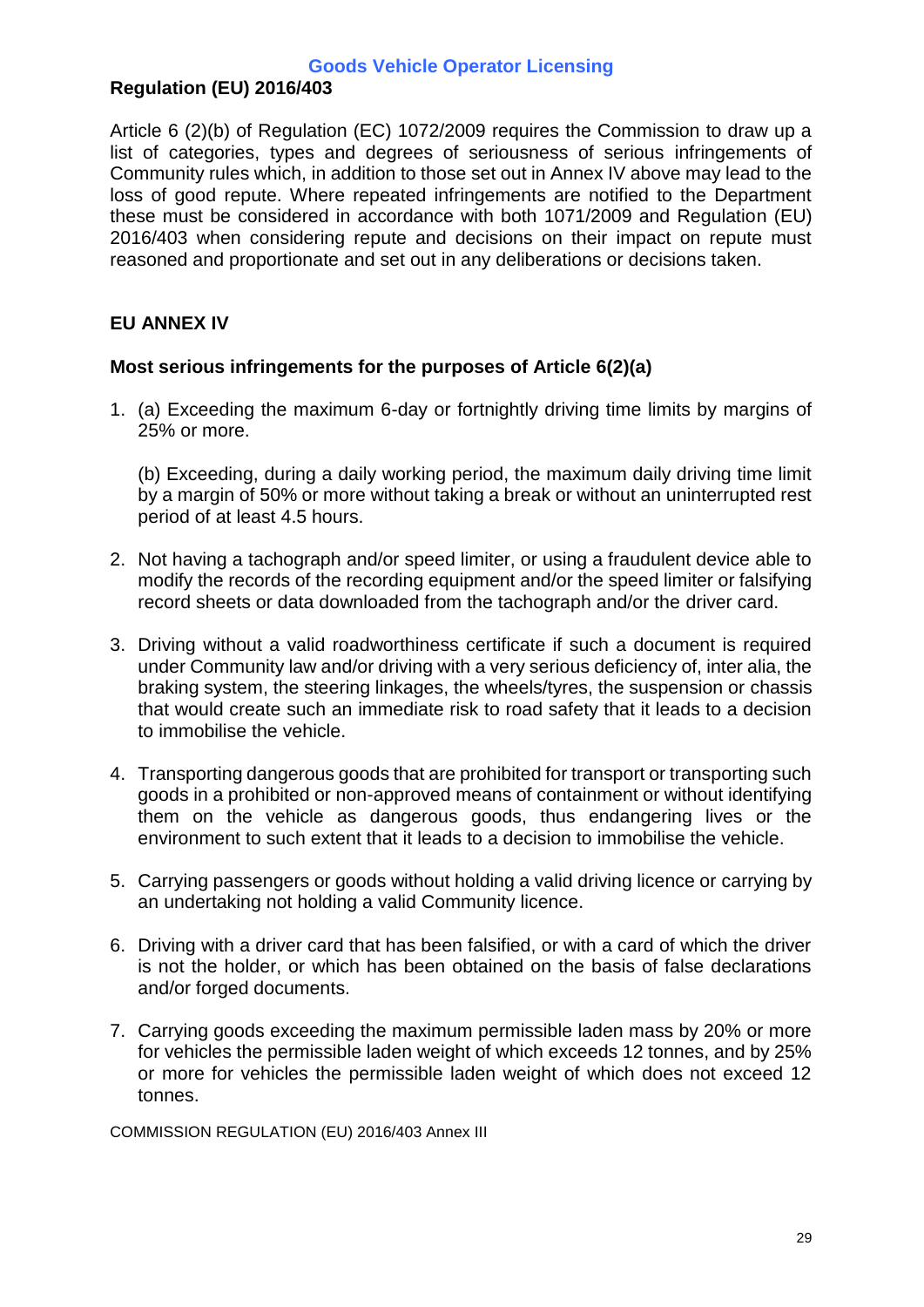## Regulation (EU) 2016/403

Article 6 (2)(b) of Regulation (EC) 1072/2009 requires the Commission to draw up a list of categories, types and degrees of seriousness of serious infringements of Community rules which, in addition to those set out in Annex IV above may lead to the loss of good repute. Where repeated infringements are notified to the Department these must be considered in accordance with both 1071/2009 and Regulation (EU) 2016/403 when considering repute and decisions on their impact on repute must reasoned and proportionate and set out in any deliberations or decisions taken.

## EU ANNEX IV

### Most serious infringements for the purposes of Article 6(2)(a)

1. (a) Exceeding the maximum 6-day or fortnightly driving time limits by margins of 25% or more.

   (b) Exceeding, during a daily working period, the maximum daily driving time limit by a margin of 50% or more without taking a break or without an uninterrupted rest period of at least 4.5 hours.

2. Not having a tachograph and/or speed limiter, or using a fraudulent device able to modify the records of the recording equipment and/or the speed limiter or falsifying record sheets or data downloaded from the tachograph and/or the driver card.

3. Driving without a valid roadworthiness certificate if such a document is required under Community law and/or driving with a very serious deficiency of, inter alia, the braking system, the steering linkages, the wheels/tyres, the suspension or chassis that would create such an immediate risk to road safety that it leads to a decision to immobilise the vehicle.

4. Transporting dangerous goods that are prohibited for transport or transporting such goods in a prohibited or non-approved means of containment or without identifying them on the vehicle as dangerous goods, thus endangering lives or the environment to such extent that it leads to a decision to immobilise the vehicle.

5. Carrying passengers or goods without holding a valid driving licence or carrying by an undertaking not holding a valid Community licence.

6. Driving with a driver card that has been falsified, or with a card of which the driver is not the holder, or which has been obtained on the basis of false declarations and/or forged documents.

7. Carrying goods exceeding the maximum permissible laden mass by 20% or more for vehicles the permissible laden weight of which exceeds 12 tonnes, and by 25% or more for vehicles the permissible laden weight of which does not exceed 12 tonnes.

COMMISSION REGULATION (EU) 2016/403 Annex III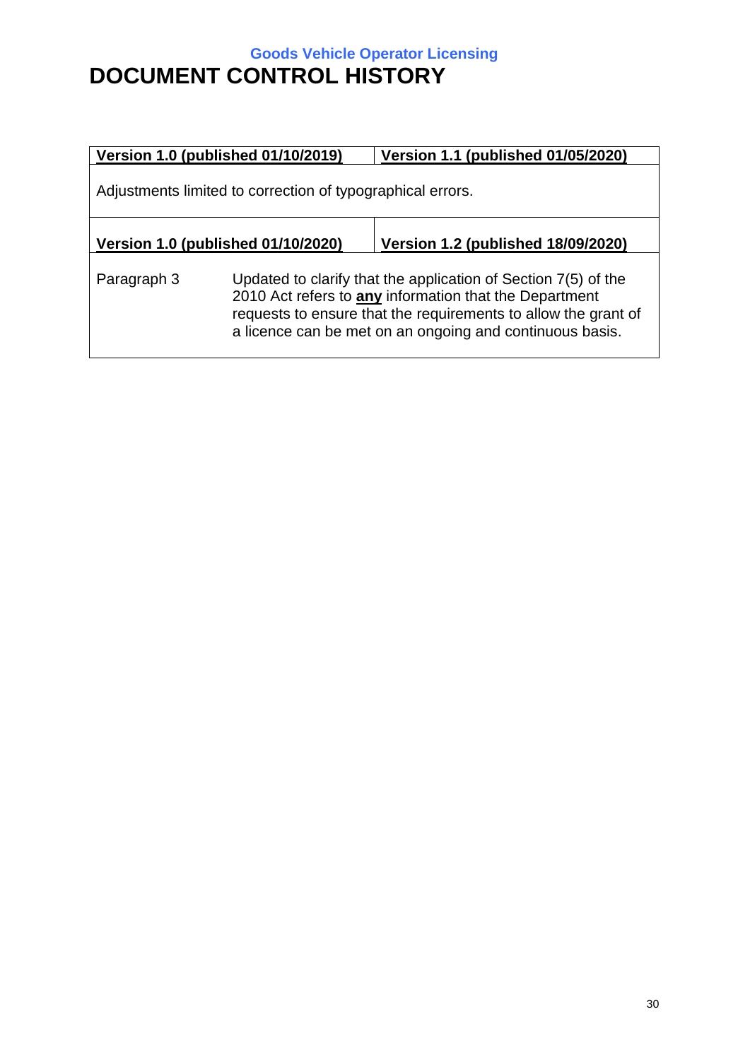**Goods Vehicle Operator Licensing**

# DOCUMENT CONTROL HISTORY

| **Version 1.0 (published 01/10/2019)** | **Version 1.1 (published 01/05/2020)** |
|---|---|
| Adjustments limited to correction of typographical errors. | |
| **Version 1.0 (published 01/10/2020)** | **Version 1.2 (published 18/09/2020)** |
| Paragraph 3 | Updated to clarify that the application of Section 7(5) of the 2010 Act refers to **any** information that the Department requests to ensure that the requirements to allow the grant of a licence can be met on an ongoing and continuous basis. |